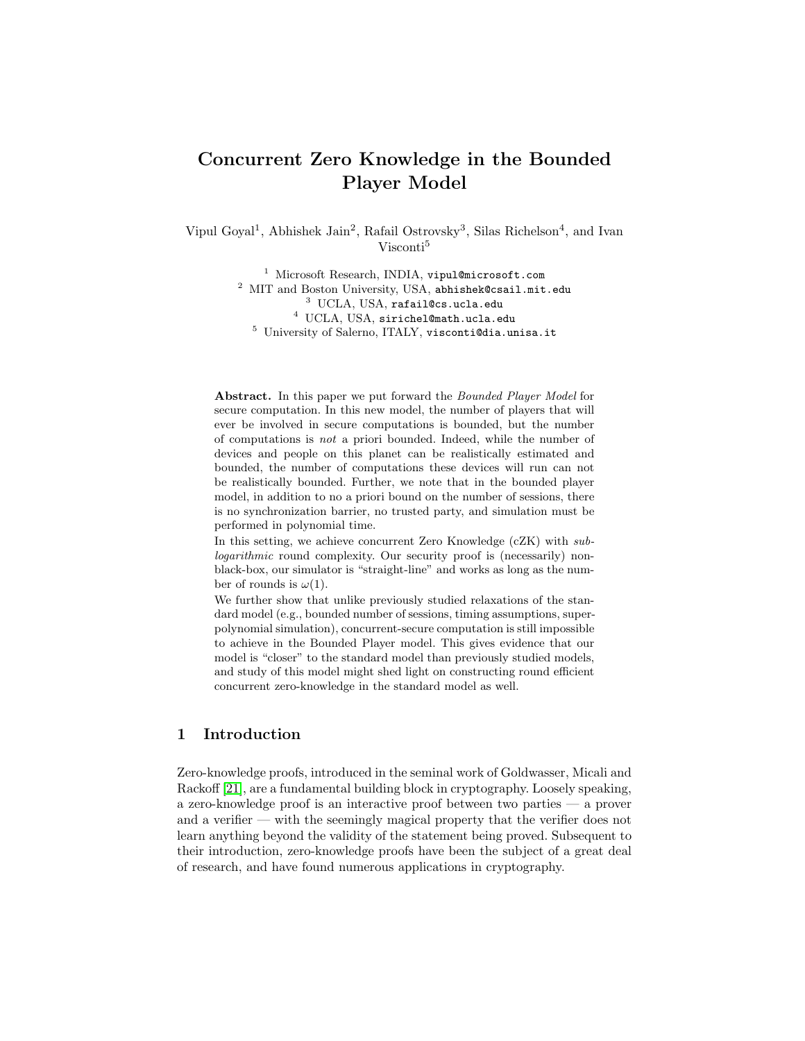# Concurrent Zero Knowledge in the Bounded Player Model

Vipul Goyal[1], Abhishek Jain[2], Rafail Ostrovsky[3], Silas Richelson[4], and Ivan Visconti[5]

[1] Microsoft Research, INDIA, vipul@microsoft.com
[2] MIT and Boston University, USA, abhishek@csail.mit.edu
[3] UCLA, USA, rafail@cs.ucla.edu
[4] UCLA, USA, sirichel@math.ucla.edu
[5] University of Salerno, ITALY, visconti@dia.unisa.it

**Abstract.** In this paper we put forward the *Bounded Player Model* for secure computation. In this new model, the number of players that will ever be involved in secure computations is bounded, but the number of computations is *not* a priori bounded. Indeed, while the number of devices and people on this planet can be realistically estimated and bounded, the number of computations these devices will run can not be realistically bounded. Further, we note that in the bounded player model, in addition to no a priori bound on the number of sessions, there is no synchronization barrier, no trusted party, and simulation must be performed in polynomial time.

In this setting, we achieve concurrent Zero Knowledge (cZK) with *sub-logarithmic* round complexity. Our security proof is (necessarily) non-black-box, our simulator is "straight-line" and works as long as the number of rounds is $\omega(1)$.

We further show that unlike previously studied relaxations of the standard model (e.g., bounded number of sessions, timing assumptions, super-polynomial simulation), concurrent-secure computation is still impossible to achieve in the Bounded Player model. This gives evidence that our model is "closer" to the standard model than previously studied models, and study of this model might shed light on constructing round efficient concurrent zero-knowledge in the standard model as well.

## 1 Introduction

Zero-knowledge proofs, introduced in the seminal work of Goldwasser, Micali and Rackoff [21], are a fundamental building block in cryptography. Loosely speaking, a zero-knowledge proof is an interactive proof between two parties — a prover and a verifier — with the seemingly magical property that the verifier does not learn anything beyond the validity of the statement being proved. Subsequent to their introduction, zero-knowledge proofs have been the subject of a great deal of research, and have found numerous applications in cryptography.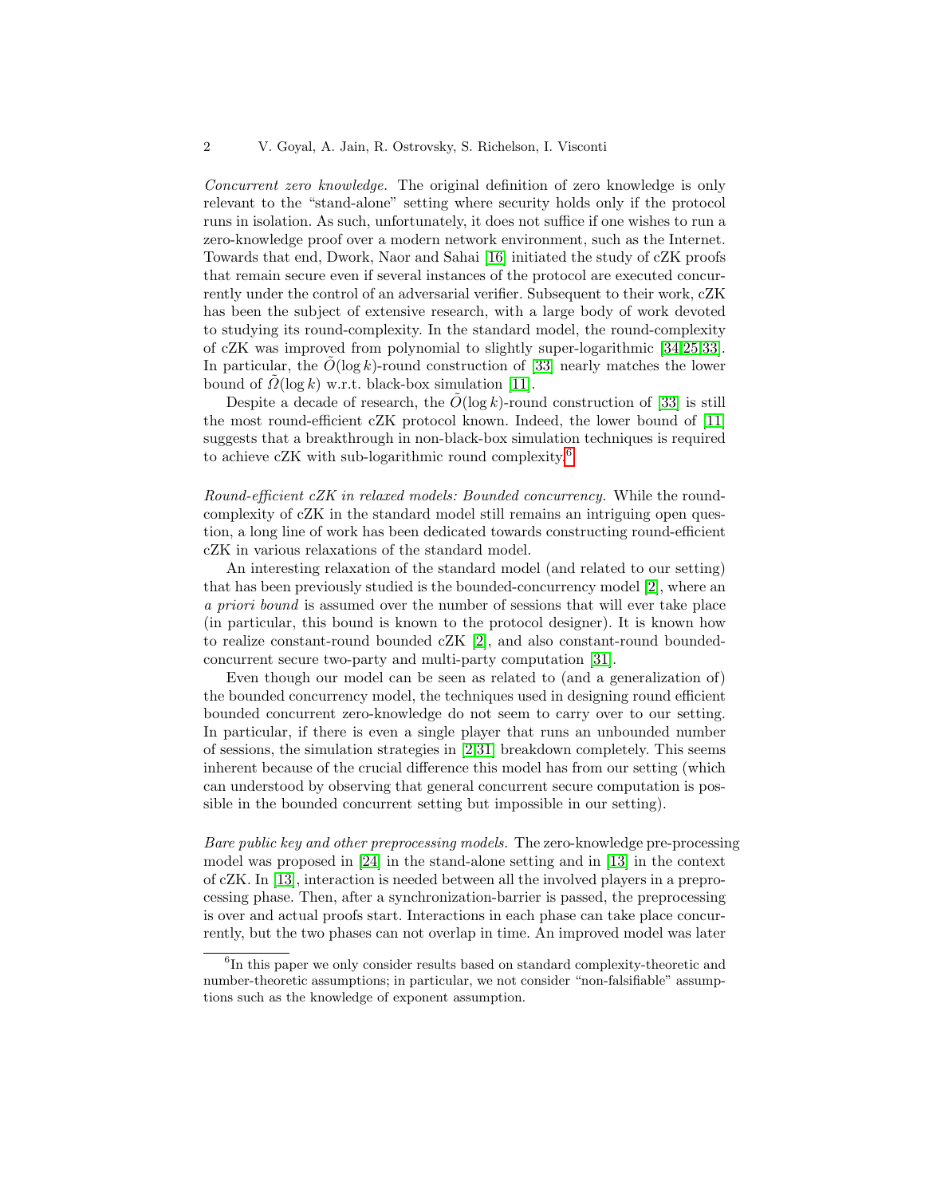*Concurrent zero knowledge.* The original definition of zero knowledge is only relevant to the "stand-alone" setting where security holds only if the protocol runs in isolation. As such, unfortunately, it does not suffice if one wishes to run a zero-knowledge proof over a modern network environment, such as the Internet. Towards that end, Dwork, Naor and Sahai [16] initiated the study of cZK proofs that remain secure even if several instances of the protocol are executed concurrently under the control of an adversarial verifier. Subsequent to their work, cZK has been the subject of extensive research, with a large body of work devoted to studying its round-complexity. In the standard model, the round-complexity of cZK was improved from polynomial to slightly super-logarithmic [34,25,33]. In particular, the $\tilde{O}(\log k)$-round construction of [33] nearly matches the lower bound of $\tilde{\Omega}(\log k)$ w.r.t. black-box simulation [11].

Despite a decade of research, the $\tilde{O}(\log k)$-round construction of [33] is still the most round-efficient cZK protocol known. Indeed, the lower bound of [11] suggests that a breakthrough in non-black-box simulation techniques is required to achieve cZK with sub-logarithmic round complexity.[6]

*Round-efficient cZK in relaxed models: Bounded concurrency.* While the round-complexity of cZK in the standard model still remains an intriguing open question, a long line of work has been dedicated towards constructing round-efficient cZK in various relaxations of the standard model.

An interesting relaxation of the standard model (and related to our setting) that has been previously studied is the bounded-concurrency model [2], where an *a priori bound* is assumed over the number of sessions that will ever take place (in particular, this bound is known to the protocol designer). It is known how to realize constant-round bounded cZK [2], and also constant-round bounded-concurrent secure two-party and multi-party computation [31].

Even though our model can be seen as related to (and a generalization of) the bounded concurrency model, the techniques used in designing round efficient bounded concurrent zero-knowledge do not seem to carry over to our setting. In particular, if there is even a single player that runs an unbounded number of sessions, the simulation strategies in [2,31] breakdown completely. This seems inherent because of the crucial difference this model has from our setting (which can understood by observing that general concurrent secure computation is possible in the bounded concurrent setting but impossible in our setting).

*Bare public key and other preprocessing models.* The zero-knowledge pre-processing model was proposed in [24] in the stand-alone setting and in [13] in the context of cZK. In [13], interaction is needed between all the involved players in a preprocessing phase. Then, after a synchronization-barrier is passed, the preprocessing is over and actual proofs start. Interactions in each phase can take place concurrently, but the two phases can not overlap in time. An improved model was later

[6] In this paper we only consider results based on standard complexity-theoretic and number-theoretic assumptions; in particular, we not consider "non-falsifiable" assumptions such as the knowledge of exponent assumption.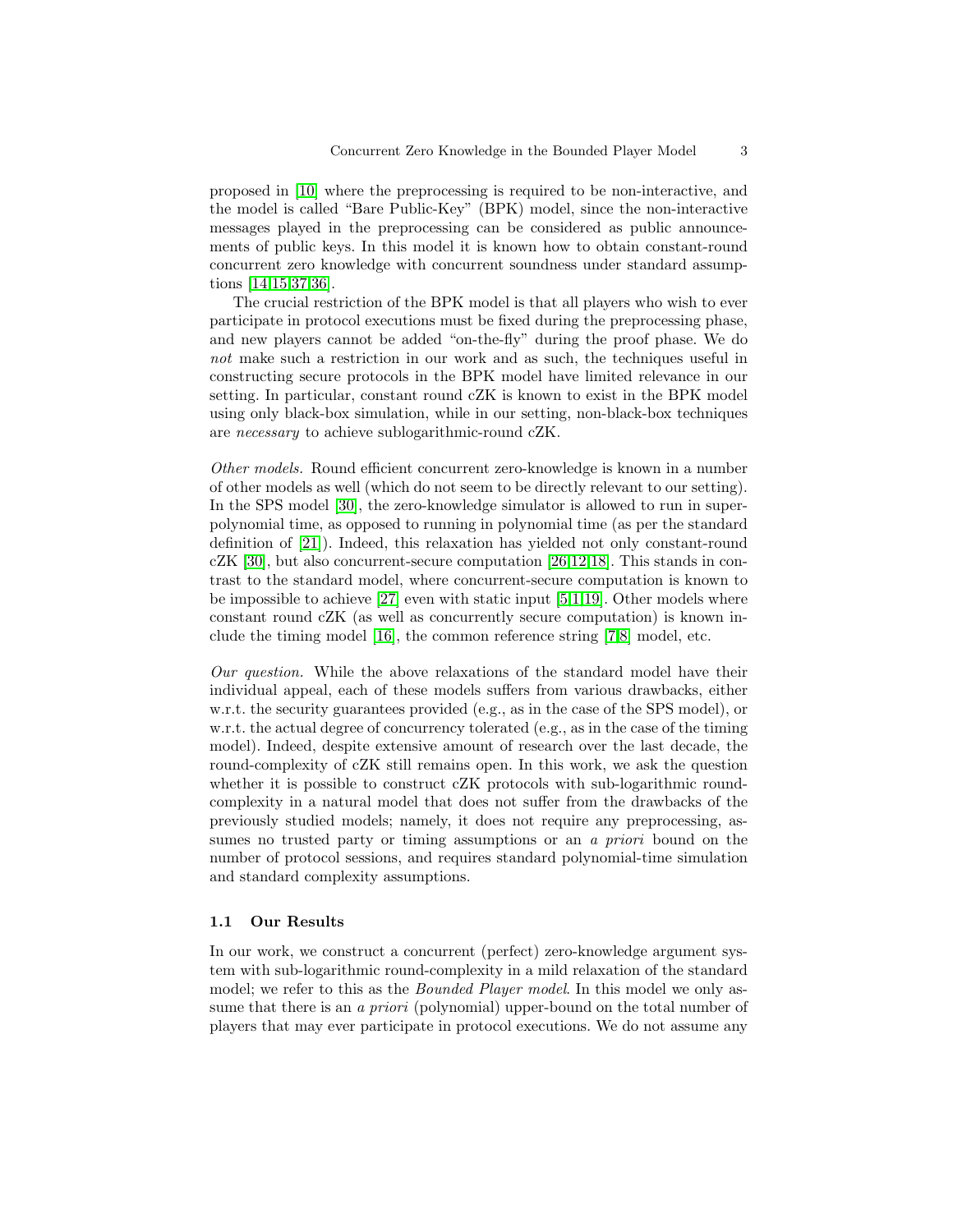proposed in [10] where the preprocessing is required to be non-interactive, and the model is called "Bare Public-Key" (BPK) model, since the non-interactive messages played in the preprocessing can be considered as public announcements of public keys. In this model it is known how to obtain constant-round concurrent zero knowledge with concurrent soundness under standard assumptions [14,15,37,36].

The crucial restriction of the BPK model is that all players who wish to ever participate in protocol executions must be fixed during the preprocessing phase, and new players cannot be added "on-the-fly" during the proof phase. We do *not* make such a restriction in our work and as such, the techniques useful in constructing secure protocols in the BPK model have limited relevance in our setting. In particular, constant round cZK is known to exist in the BPK model using only black-box simulation, while in our setting, non-black-box techniques are *necessary* to achieve sublogarithmic-round cZK.

*Other models.* Round efficient concurrent zero-knowledge is known in a number of other models as well (which do not seem to be directly relevant to our setting). In the SPS model [30], the zero-knowledge simulator is allowed to run in superpolynomial time, as opposed to running in polynomial time (as per the standard definition of [21]). Indeed, this relaxation has yielded not only constant-round cZK [30], but also concurrent-secure computation [26,12,18]. This stands in contrast to the standard model, where concurrent-secure computation is known to be impossible to achieve [27] even with static input [5,1,19]. Other models where constant round cZK (as well as concurrently secure computation) is known include the timing model [16], the common reference string [7,8] model, etc.

*Our question.* While the above relaxations of the standard model have their individual appeal, each of these models suffers from various drawbacks, either w.r.t. the security guarantees provided (e.g., as in the case of the SPS model), or w.r.t. the actual degree of concurrency tolerated (e.g., as in the case of the timing model). Indeed, despite extensive amount of research over the last decade, the round-complexity of cZK still remains open. In this work, we ask the question whether it is possible to construct cZK protocols with sub-logarithmic round-complexity in a natural model that does not suffer from the drawbacks of the previously studied models; namely, it does not require any preprocessing, assumes no trusted party or timing assumptions or an *a priori* bound on the number of protocol sessions, and requires standard polynomial-time simulation and standard complexity assumptions.

### 1.1 Our Results

In our work, we construct a concurrent (perfect) zero-knowledge argument system with sub-logarithmic round-complexity in a mild relaxation of the standard model; we refer to this as the *Bounded Player model*. In this model we only assume that there is an *a priori* (polynomial) upper-bound on the total number of players that may ever participate in protocol executions. We do not assume any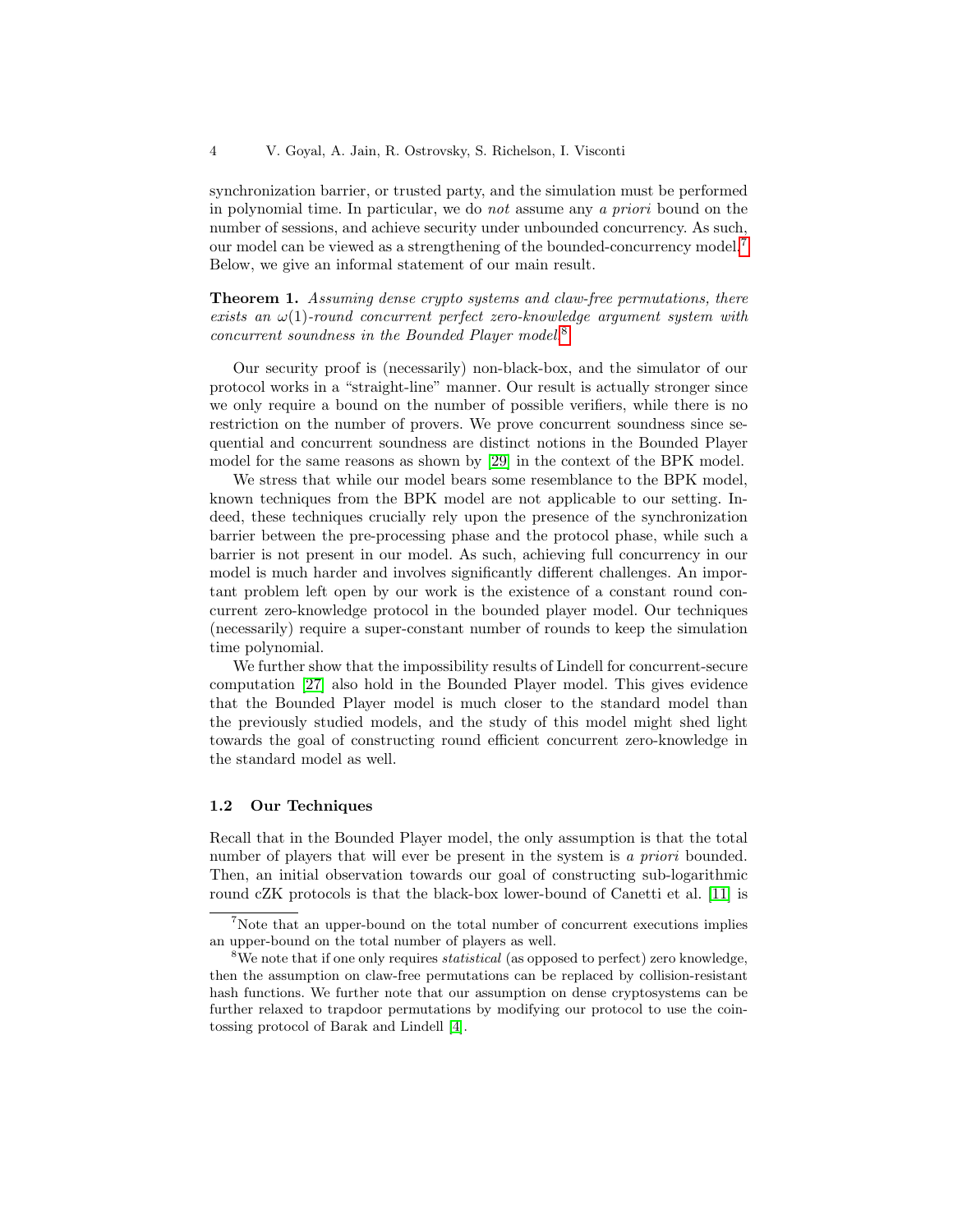synchronization barrier, or trusted party, and the simulation must be performed in polynomial time. In particular, we do *not* assume any *a priori* bound on the number of sessions, and achieve security under unbounded concurrency. As such, our model can be viewed as a strengthening of the bounded-concurrency model.[7] Below, we give an informal statement of our main result.

**Theorem 1.** *Assuming dense crypto systems and claw-free permutations, there exists an $\omega(1)$-round concurrent perfect zero-knowledge argument system with concurrent soundness in the Bounded Player model.*[8]

Our security proof is (necessarily) non-black-box, and the simulator of our protocol works in a "straight-line" manner. Our result is actually stronger since we only require a bound on the number of possible verifiers, while there is no restriction on the number of provers. We prove concurrent soundness since sequential and concurrent soundness are distinct notions in the Bounded Player model for the same reasons as shown by [29] in the context of the BPK model.

We stress that while our model bears some resemblance to the BPK model, known techniques from the BPK model are not applicable to our setting. Indeed, these techniques crucially rely upon the presence of the synchronization barrier between the pre-processing phase and the protocol phase, while such a barrier is not present in our model. As such, achieving full concurrency in our model is much harder and involves significantly different challenges. An important problem left open by our work is the existence of a constant round concurrent zero-knowledge protocol in the bounded player model. Our techniques (necessarily) require a super-constant number of rounds to keep the simulation time polynomial.

We further show that the impossibility results of Lindell for concurrent-secure computation [27] also hold in the Bounded Player model. This gives evidence that the Bounded Player model is much closer to the standard model than the previously studied models, and the study of this model might shed light towards the goal of constructing round efficient concurrent zero-knowledge in the standard model as well.

### 1.2 Our Techniques

Recall that in the Bounded Player model, the only assumption is that the total number of players that will ever be present in the system is *a priori* bounded. Then, an initial observation towards our goal of constructing sub-logarithmic round cZK protocols is that the black-box lower-bound of Canetti et al. [11] is

[7] Note that an upper-bound on the total number of concurrent executions implies an upper-bound on the total number of players as well.

[8] We note that if one only requires *statistical* (as opposed to perfect) zero knowledge, then the assumption on claw-free permutations can be replaced by collision-resistant hash functions. We further note that our assumption on dense cryptosystems can be further relaxed to trapdoor permutations by modifying our protocol to use the coin-tossing protocol of Barak and Lindell [4].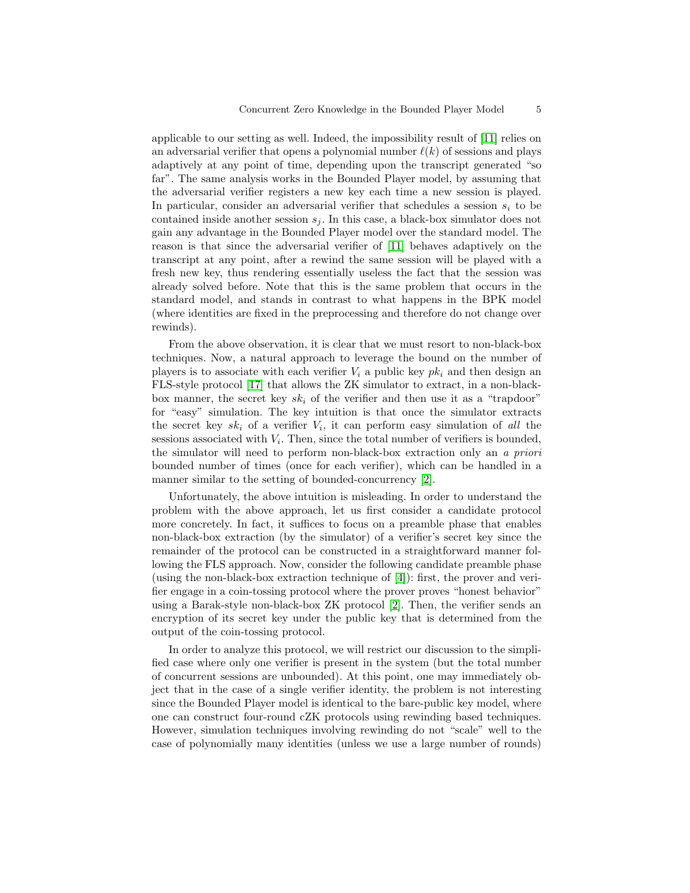applicable to our setting as well. Indeed, the impossibility result of [11] relies on an adversarial verifier that opens a polynomial number $\ell(k)$ of sessions and plays adaptively at any point of time, depending upon the transcript generated "so far". The same analysis works in the Bounded Player model, by assuming that the adversarial verifier registers a new key each time a new session is played. In particular, consider an adversarial verifier that schedules a session $s_i$ to be contained inside another session $s_j$. In this case, a black-box simulator does not gain any advantage in the Bounded Player model over the standard model. The reason is that since the adversarial verifier of [11] behaves adaptively on the transcript at any point, after a rewind the same session will be played with a fresh new key, thus rendering essentially useless the fact that the session was already solved before. Note that this is the same problem that occurs in the standard model, and stands in contrast to what happens in the BPK model (where identities are fixed in the preprocessing and therefore do not change over rewinds).

From the above observation, it is clear that we must resort to non-black-box techniques. Now, a natural approach to leverage the bound on the number of players is to associate with each verifier $V_i$ a public key $pk_i$ and then design an FLS-style protocol [17] that allows the ZK simulator to extract, in a non-black-box manner, the secret key $sk_i$ of the verifier and then use it as a "trapdoor" for "easy" simulation. The key intuition is that once the simulator extracts the secret key $sk_i$ of a verifier $V_i$, it can perform easy simulation of *all* the sessions associated with $V_i$. Then, since the total number of verifiers is bounded, the simulator will need to perform non-black-box extraction only an *a priori* bounded number of times (once for each verifier), which can be handled in a manner similar to the setting of bounded-concurrency [2].

Unfortunately, the above intuition is misleading. In order to understand the problem with the above approach, let us first consider a candidate protocol more concretely. In fact, it suffices to focus on a preamble phase that enables non-black-box extraction (by the simulator) of a verifier's secret key since the remainder of the protocol can be constructed in a straightforward manner following the FLS approach. Now, consider the following candidate preamble phase (using the non-black-box extraction technique of [4]): first, the prover and verifier engage in a coin-tossing protocol where the prover proves "honest behavior" using a Barak-style non-black-box ZK protocol [2]. Then, the verifier sends an encryption of its secret key under the public key that is determined from the output of the coin-tossing protocol.

In order to analyze this protocol, we will restrict our discussion to the simplified case where only one verifier is present in the system (but the total number of concurrent sessions are unbounded). At this point, one may immediately object that in the case of a single verifier identity, the problem is not interesting since the Bounded Player model is identical to the bare-public key model, where one can construct four-round cZK protocols using rewinding based techniques. However, simulation techniques involving rewinding do not "scale" well to the case of polynomially many identities (unless we use a large number of rounds)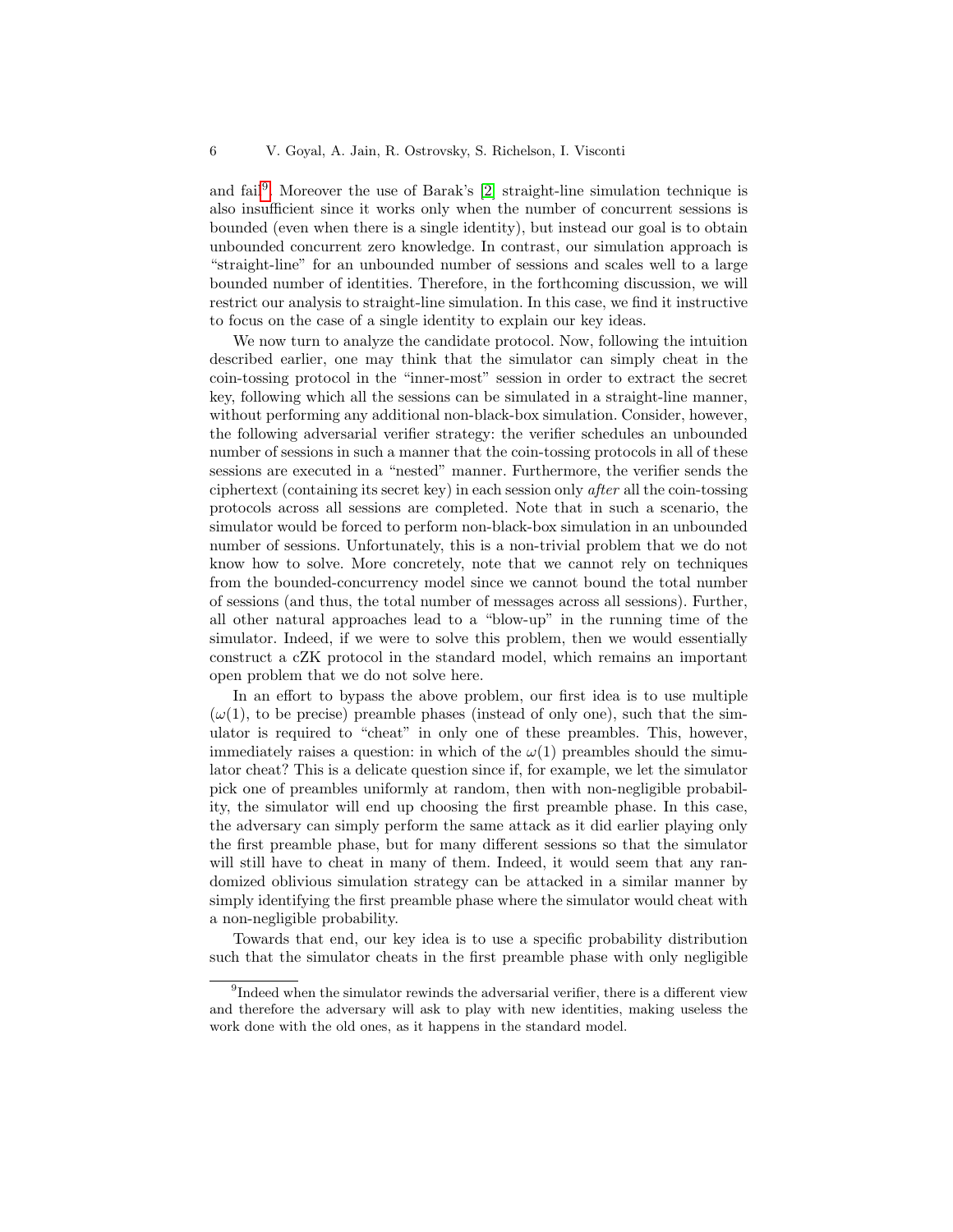and fail[9]. Moreover the use of Barak's [2] straight-line simulation technique is also insufficient since it works only when the number of concurrent sessions is bounded (even when there is a single identity), but instead our goal is to obtain unbounded concurrent zero knowledge. In contrast, our simulation approach is "straight-line" for an unbounded number of sessions and scales well to a large bounded number of identities. Therefore, in the forthcoming discussion, we will restrict our analysis to straight-line simulation. In this case, we find it instructive to focus on the case of a single identity to explain our key ideas.

We now turn to analyze the candidate protocol. Now, following the intuition described earlier, one may think that the simulator can simply cheat in the coin-tossing protocol in the "inner-most" session in order to extract the secret key, following which all the sessions can be simulated in a straight-line manner, without performing any additional non-black-box simulation. Consider, however, the following adversarial verifier strategy: the verifier schedules an unbounded number of sessions in such a manner that the coin-tossing protocols in all of these sessions are executed in a "nested" manner. Furthermore, the verifier sends the ciphertext (containing its secret key) in each session only *after* all the coin-tossing protocols across all sessions are completed. Note that in such a scenario, the simulator would be forced to perform non-black-box simulation in an unbounded number of sessions. Unfortunately, this is a non-trivial problem that we do not know how to solve. More concretely, note that we cannot rely on techniques from the bounded-concurrency model since we cannot bound the total number of sessions (and thus, the total number of messages across all sessions). Further, all other natural approaches lead to a "blow-up" in the running time of the simulator. Indeed, if we were to solve this problem, then we would essentially construct a cZK protocol in the standard model, which remains an important open problem that we do not solve here.

In an effort to bypass the above problem, our first idea is to use multiple ($\omega(1)$, to be precise) preamble phases (instead of only one), such that the simulator is required to "cheat" in only one of these preambles. This, however, immediately raises a question: in which of the $\omega(1)$ preambles should the simulator cheat? This is a delicate question since if, for example, we let the simulator pick one of preambles uniformly at random, then with non-negligible probability, the simulator will end up choosing the first preamble phase. In this case, the adversary can simply perform the same attack as it did earlier playing only the first preamble phase, but for many different sessions so that the simulator will still have to cheat in many of them. Indeed, it would seem that any randomized oblivious simulation strategy can be attacked in a similar manner by simply identifying the first preamble phase where the simulator would cheat with a non-negligible probability.

Towards that end, our key idea is to use a specific probability distribution such that the simulator cheats in the first preamble phase with only negligible

[9] Indeed when the simulator rewinds the adversarial verifier, there is a different view and therefore the adversary will ask to play with new identities, making useless the work done with the old ones, as it happens in the standard model.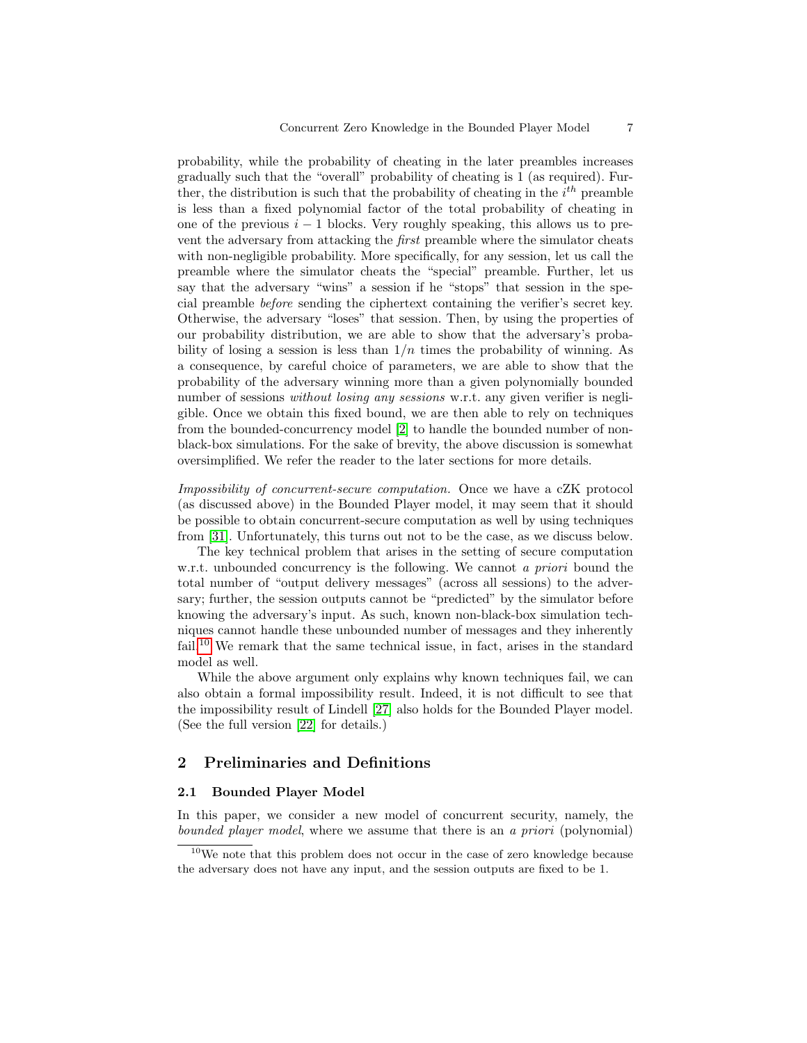probability, while the probability of cheating in the later preambles increases gradually such that the "overall" probability of cheating is 1 (as required). Further, the distribution is such that the probability of cheating in the $i^{th}$ preamble is less than a fixed polynomial factor of the total probability of cheating in one of the previous $i-1$ blocks. Very roughly speaking, this allows us to prevent the adversary from attacking the *first* preamble where the simulator cheats with non-negligible probability. More specifically, for any session, let us call the preamble where the simulator cheats the "special" preamble. Further, let us say that the adversary "wins" a session if he "stops" that session in the special preamble *before* sending the ciphertext containing the verifier's secret key. Otherwise, the adversary "loses" that session. Then, by using the properties of our probability distribution, we are able to show that the adversary's probability of losing a session is less than $1/n$ times the probability of winning. As a consequence, by careful choice of parameters, we are able to show that the probability of the adversary winning more than a given polynomially bounded number of sessions *without losing any sessions* w.r.t. any given verifier is negligible. Once we obtain this fixed bound, we are then able to rely on techniques from the bounded-concurrency model [2] to handle the bounded number of non-black-box simulations. For the sake of brevity, the above discussion is somewhat oversimplified. We refer the reader to the later sections for more details.

*Impossibility of concurrent-secure computation.* Once we have a cZK protocol (as discussed above) in the Bounded Player model, it may seem that it should be possible to obtain concurrent-secure computation as well by using techniques from [31]. Unfortunately, this turns out not to be the case, as we discuss below.

The key technical problem that arises in the setting of secure computation w.r.t. unbounded concurrency is the following. We cannot *a priori* bound the total number of "output delivery messages" (across all sessions) to the adversary; further, the session outputs cannot be "predicted" by the simulator before knowing the adversary's input. As such, known non-black-box simulation techniques cannot handle these unbounded number of messages and they inherently fail.[10] We remark that the same technical issue, in fact, arises in the standard model as well.

While the above argument only explains why known techniques fail, we can also obtain a formal impossibility result. Indeed, it is not difficult to see that the impossibility result of Lindell [27] also holds for the Bounded Player model. (See the full version [22] for details.)

## 2 Preliminaries and Definitions

### 2.1 Bounded Player Model

In this paper, we consider a new model of concurrent security, namely, the *bounded player model*, where we assume that there is an *a priori* (polynomial)

[10] We note that this problem does not occur in the case of zero knowledge because the adversary does not have any input, and the session outputs are fixed to be 1.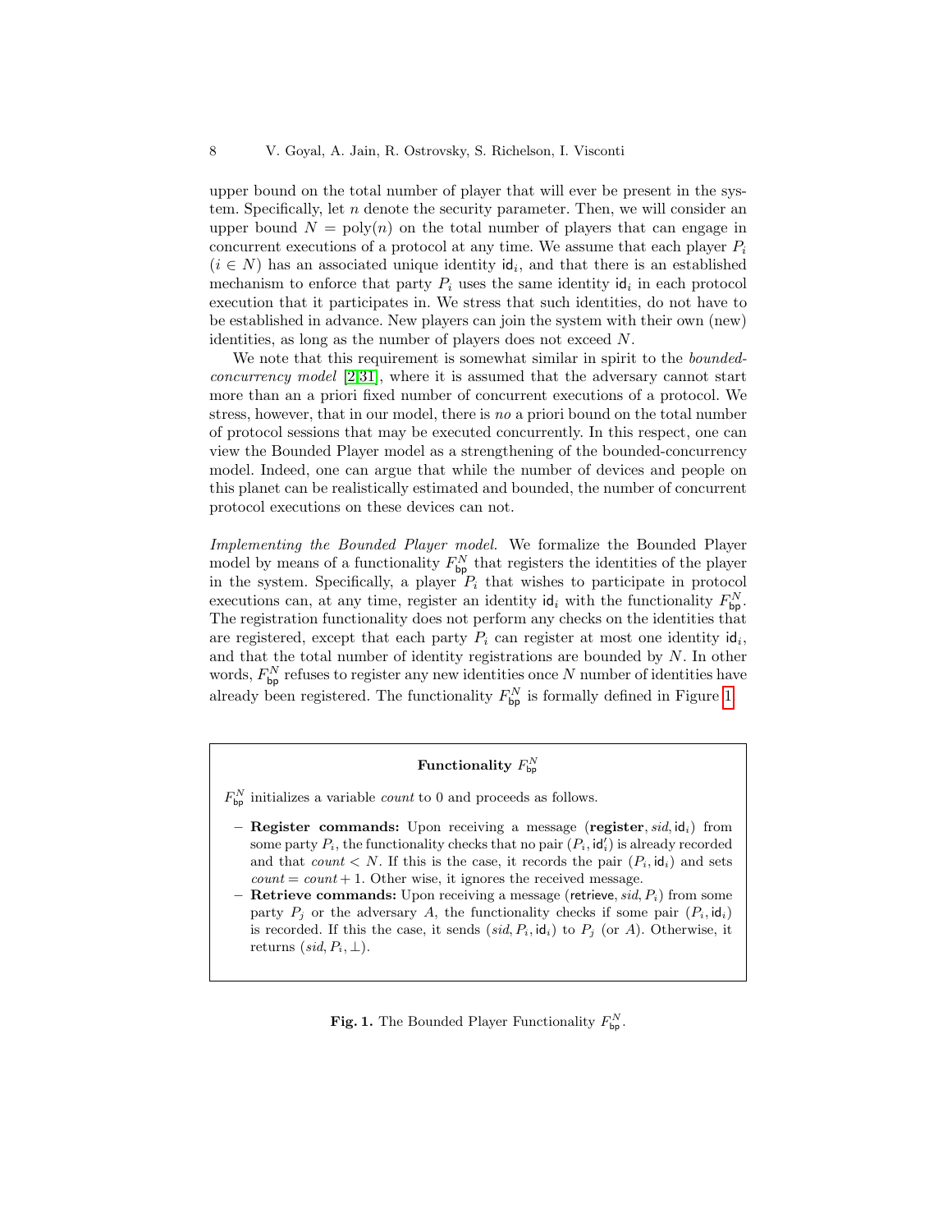upper bound on the total number of player that will ever be present in the system. Specifically, let $n$ denote the security parameter. Then, we will consider an upper bound $N = \text{poly}(n)$ on the total number of players that can engage in concurrent executions of a protocol at any time. We assume that each player $P_i$ ($i \in N$) has an associated unique identity $\mathsf{id}_i$, and that there is an established mechanism to enforce that party $P_i$ uses the same identity $\mathsf{id}_i$ in each protocol execution that it participates in. We stress that such identities, do not have to be established in advance. New players can join the system with their own (new) identities, as long as the number of players does not exceed $N$.

We note that this requirement is somewhat similar in spirit to the *bounded-concurrency model* [2,31], where it is assumed that the adversary cannot start more than an a priori fixed number of concurrent executions of a protocol. We stress, however, that in our model, there is *no* a priori bound on the total number of protocol sessions that may be executed concurrently. In this respect, one can view the Bounded Player model as a strengthening of the bounded-concurrency model. Indeed, one can argue that while the number of devices and people on this planet can be realistically estimated and bounded, the number of concurrent protocol executions on these devices can not.

*Implementing the Bounded Player model.* We formalize the Bounded Player model by means of a functionality $F_{\mathsf{bp}}^N$ that registers the identities of the player in the system. Specifically, a player $P_i$ that wishes to participate in protocol executions can, at any time, register an identity $\mathsf{id}_i$ with the functionality $F_{\mathsf{bp}}^N$. The registration functionality does not perform any checks on the identities that are registered, except that each party $P_i$ can register at most one identity $\mathsf{id}_i$, and that the total number of identity registrations are bounded by $N$. In other words, $F_{\mathsf{bp}}^N$ refuses to register any new identities once $N$ number of identities have already been registered. The functionality $F_{\mathsf{bp}}^N$ is formally defined in Figure 1.

**Functionality $F_{\mathsf{bp}}^N$**

$F_{\mathsf{bp}}^N$ initializes a variable *count* to 0 and proceeds as follows.

- **Register commands:** Upon receiving a message $(\textbf{register}, sid, \mathsf{id}_i)$ from some party $P_i$, the functionality checks that no pair $(P_i, \mathsf{id}_i')$ is already recorded and that $count < N$. If this is the case, it records the pair $(P_i, \mathsf{id}_i)$ and sets $count = count + 1$. Other wise, it ignores the received message.
- **Retrieve commands:** Upon receiving a message $(\mathsf{retrieve}, sid, P_i)$ from some party $P_j$ or the adversary $A$, the functionality checks if some pair $(P_i, \mathsf{id}_i)$ is recorded. If this the case, it sends $(sid, P_i, \mathsf{id}_i)$ to $P_j$ (or $A$). Otherwise, it returns $(sid, P_i, \perp)$.

**Fig. 1.** The Bounded Player Functionality $F_{\mathsf{bp}}^N$.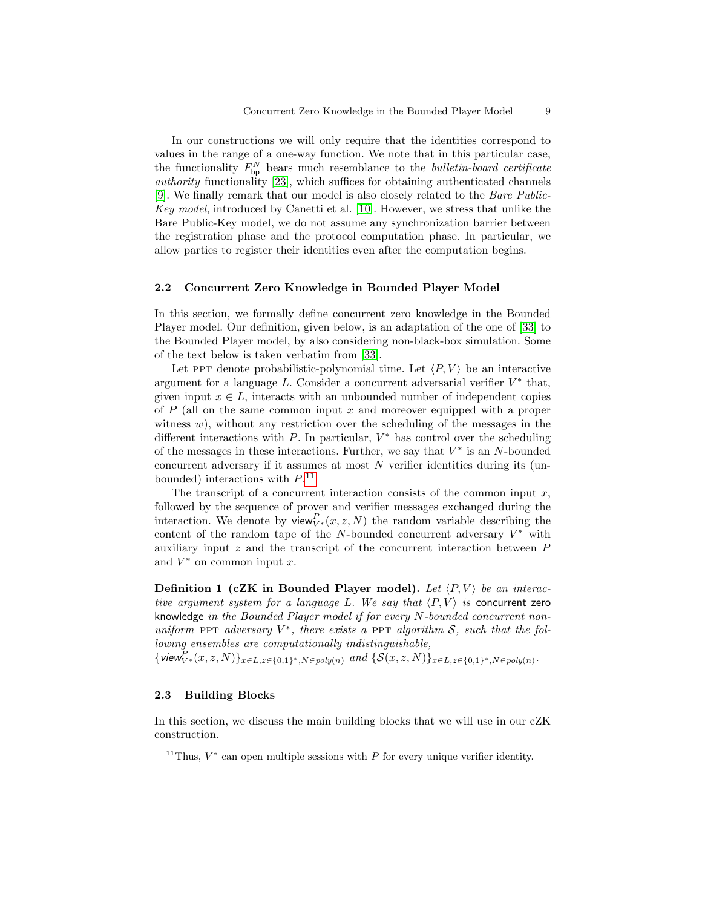In our constructions we will only require that the identities correspond to values in the range of a one-way function. We note that in this particular case, the functionality $F_{\mathsf{bp}}^{N}$ bears much resemblance to the *bulletin-board certificate authority* functionality [23], which suffices for obtaining authenticated channels [9]. We finally remark that our model is also closely related to the *Bare Public-Key model*, introduced by Canetti et al. [10]. However, we stress that unlike the Bare Public-Key model, we do not assume any synchronization barrier between the registration phase and the protocol computation phase. In particular, we allow parties to register their identities even after the computation begins.

### 2.2 Concurrent Zero Knowledge in Bounded Player Model

In this section, we formally define concurrent zero knowledge in the Bounded Player model. Our definition, given below, is an adaptation of the one of [33] to the Bounded Player model, by also considering non-black-box simulation. Some of the text below is taken verbatim from [33].

Let PPT denote probabilistic-polynomial time. Let $\langle P, V \rangle$ be an interactive argument for a language $L$. Consider a concurrent adversarial verifier $V^*$ that, given input $x \in L$, interacts with an unbounded number of independent copies of $P$ (all on the same common input $x$ and moreover equipped with a proper witness $w$), without any restriction over the scheduling of the messages in the different interactions with $P$. In particular, $V^*$ has control over the scheduling of the messages in these interactions. Further, we say that $V^*$ is an $N$-bounded concurrent adversary if it assumes at most $N$ verifier identities during its (unbounded) interactions with $P$.[11]

The transcript of a concurrent interaction consists of the common input $x$, followed by the sequence of prover and verifier messages exchanged during the interaction. We denote by $\mathsf{view}_{V^*}^{P}(x, z, N)$ the random variable describing the content of the random tape of the $N$-bounded concurrent adversary $V^*$ with auxiliary input $z$ and the transcript of the concurrent interaction between $P$ and $V^*$ on common input $x$.

**Definition 1 (cZK in Bounded Player model).** *Let $\langle P, V \rangle$ be an interactive argument system for a language $L$. We say that $\langle P, V \rangle$ is* concurrent zero knowledge *in the Bounded Player model if for every $N$-bounded concurrent non-uniform* PPT *adversary $V^*$, there exists a* PPT *algorithm $\mathcal{S}$, such that the following ensembles are computationally indistinguishable,*
$\{\mathsf{view}_{V^*}^{P}(x, z, N)\}_{x \in L, z \in \{0,1\}^*, N \in poly(n)}$ *and* $\{\mathcal{S}(x, z, N)\}_{x \in L, z \in \{0,1\}^*, N \in poly(n)}$.

### 2.3 Building Blocks

In this section, we discuss the main building blocks that we will use in our cZK construction.

[11] Thus, $V^*$ can open multiple sessions with $P$ for every unique verifier identity.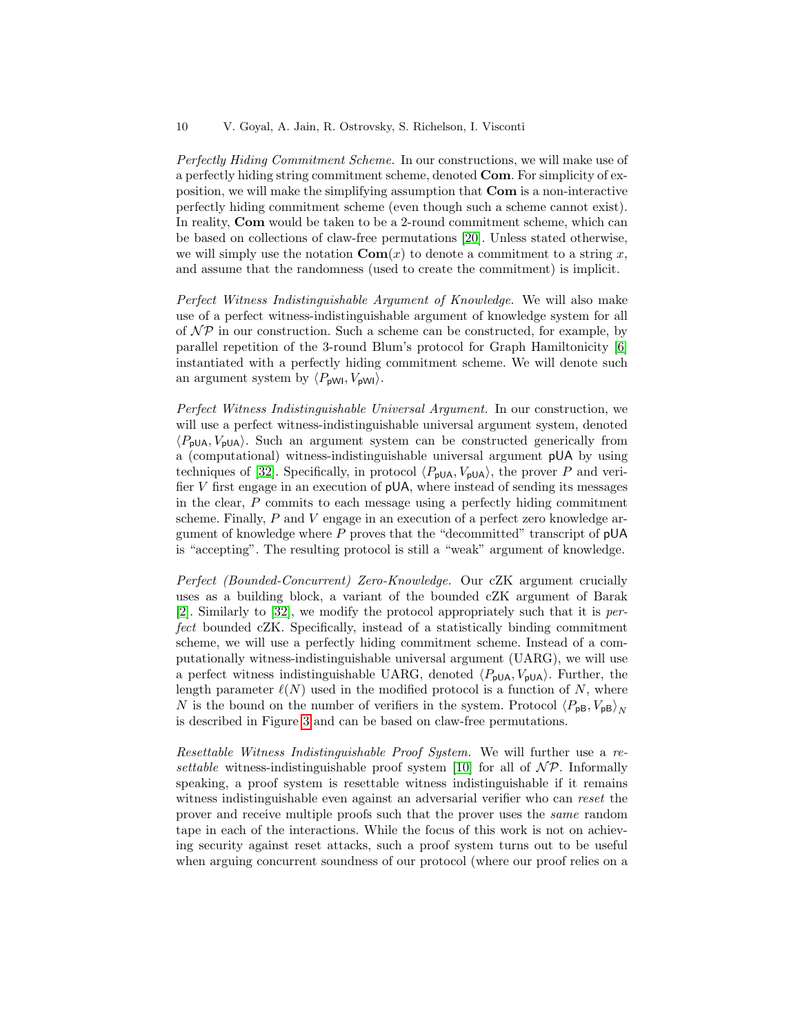*Perfectly Hiding Commitment Scheme.* In our constructions, we will make use of a perfectly hiding string commitment scheme, denoted **Com**. For simplicity of exposition, we will make the simplifying assumption that **Com** is a non-interactive perfectly hiding commitment scheme (even though such a scheme cannot exist). In reality, **Com** would be taken to be a 2-round commitment scheme, which can be based on collections of claw-free permutations [20]. Unless stated otherwise, we will simply use the notation $\mathbf{Com}(x)$ to denote a commitment to a string $x$, and assume that the randomness (used to create the commitment) is implicit.

*Perfect Witness Indistinguishable Argument of Knowledge.* We will also make use of a perfect witness-indistinguishable argument of knowledge system for all of $\mathcal{NP}$ in our construction. Such a scheme can be constructed, for example, by parallel repetition of the 3-round Blum's protocol for Graph Hamiltonicity [6] instantiated with a perfectly hiding commitment scheme. We will denote such an argument system by $\langle P_{\mathsf{pWI}}, V_{\mathsf{pWI}} \rangle$.

*Perfect Witness Indistinguishable Universal Argument.* In our construction, we will use a perfect witness-indistinguishable universal argument system, denoted $\langle P_{\mathsf{pUA}}, V_{\mathsf{pUA}} \rangle$. Such an argument system can be constructed generically from a (computational) witness-indistinguishable universal argument $\mathsf{pUA}$ by using techniques of [32]. Specifically, in protocol $\langle P_{\mathsf{pUA}}, V_{\mathsf{pUA}} \rangle$, the prover $P$ and verifier $V$ first engage in an execution of $\mathsf{pUA}$, where instead of sending its messages in the clear, $P$ commits to each message using a perfectly hiding commitment scheme. Finally, $P$ and $V$ engage in an execution of a perfect zero knowledge argument of knowledge where $P$ proves that the "decommitted" transcript of $\mathsf{pUA}$ is "accepting". The resulting protocol is still a "weak" argument of knowledge.

*Perfect (Bounded-Concurrent) Zero-Knowledge.* Our cZK argument crucially uses as a building block, a variant of the bounded cZK argument of Barak [2]. Similarly to [32], we modify the protocol appropriately such that it is *perfect* bounded cZK. Specifically, instead of a statistically binding commitment scheme, we will use a perfectly hiding commitment scheme. Instead of a computationally witness-indistinguishable universal argument (UARG), we will use a perfect witness indistinguishable UARG, denoted $\langle P_{\mathsf{pUA}}, V_{\mathsf{pUA}} \rangle$. Further, the length parameter $\ell(N)$ used in the modified protocol is a function of $N$, where $N$ is the bound on the number of verifiers in the system. Protocol $\langle P_{\mathsf{pB}}, V_{\mathsf{pB}} \rangle_N$ is described in Figure 3 and can be based on claw-free permutations.

*Resettable Witness Indistinguishable Proof System.* We will further use a *resettable* witness-indistinguishable proof system [10] for all of $\mathcal{NP}$. Informally speaking, a proof system is resettable witness indistinguishable if it remains witness indistinguishable even against an adversarial verifier who can *reset* the prover and receive multiple proofs such that the prover uses the *same* random tape in each of the interactions. While the focus of this work is not on achieving security against reset attacks, such a proof system turns out to be useful when arguing concurrent soundness of our protocol (where our proof relies on a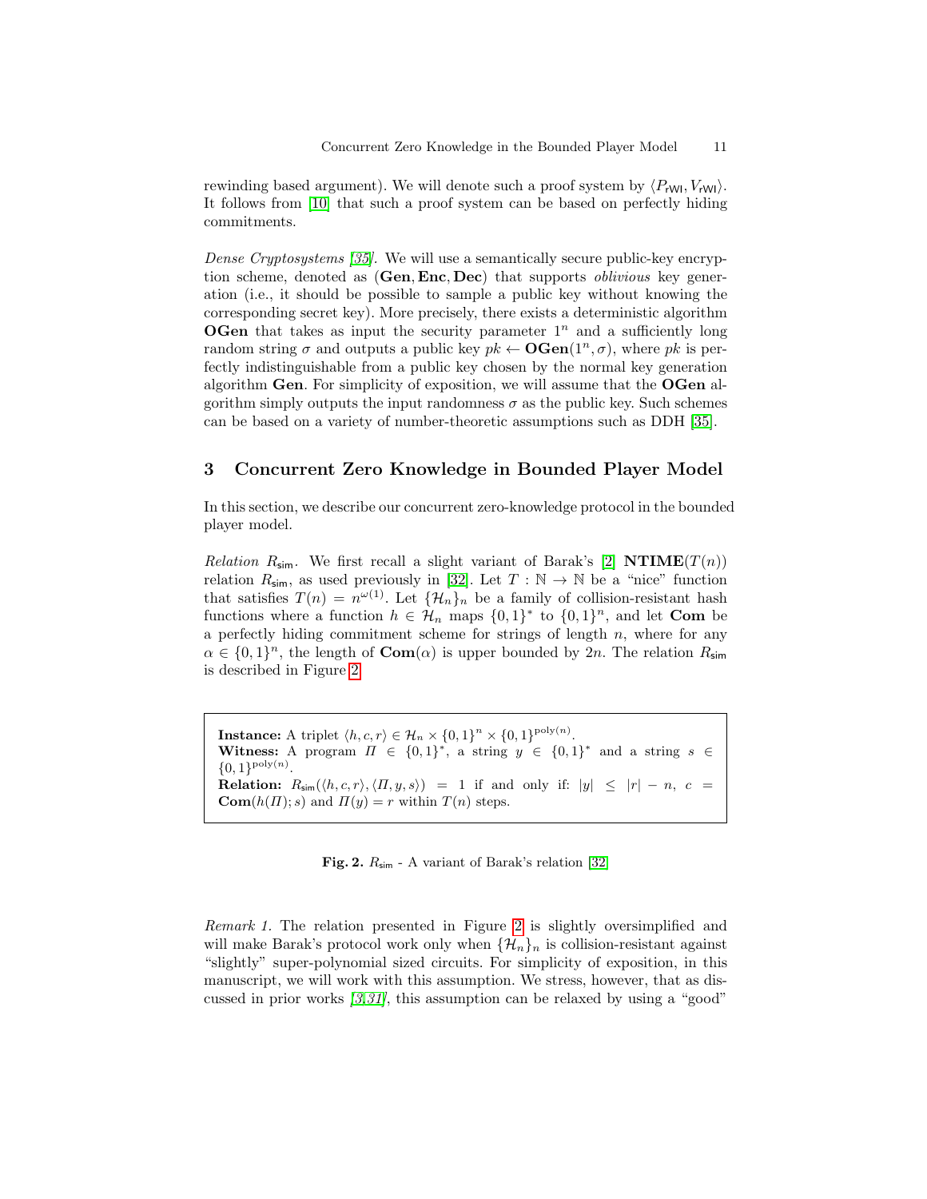rewinding based argument). We will denote such a proof system by $\langle P_{\mathsf{rWI}}, V_{\mathsf{rWI}} \rangle$. It follows from [10] that such a proof system can be based on perfectly hiding commitments.

*Dense Cryptosystems [35].* We will use a semantically secure public-key encryption scheme, denoted as $(\mathbf{Gen}, \mathbf{Enc}, \mathbf{Dec})$ that supports *oblivious* key generation (i.e., it should be possible to sample a public key without knowing the corresponding secret key). More precisely, there exists a deterministic algorithm $\mathbf{OGen}$ that takes as input the security parameter $1^n$ and a sufficiently long random string $\sigma$ and outputs a public key $pk \leftarrow \mathbf{OGen}(1^n, \sigma)$, where $pk$ is perfectly indistinguishable from a public key chosen by the normal key generation algorithm $\mathbf{Gen}$. For simplicity of exposition, we will assume that the $\mathbf{OGen}$ algorithm simply outputs the input randomness $\sigma$ as the public key. Such schemes can be based on a variety of number-theoretic assumptions such as DDH [35].

## 3 Concurrent Zero Knowledge in Bounded Player Model

In this section, we describe our concurrent zero-knowledge protocol in the bounded player model.

*Relation $R_{\mathsf{sim}}$.* We first recall a slight variant of Barak's [2] $\mathbf{NTIME}(T(n))$ relation $R_{\mathsf{sim}}$, as used previously in [32]. Let $T : \mathbb{N} \to \mathbb{N}$ be a "nice" function that satisfies $T(n) = n^{\omega(1)}$. Let $\{\mathcal{H}_n\}_n$ be a family of collision-resistant hash functions where a function $h \in \mathcal{H}_n$ maps $\{0,1\}^*$ to $\{0,1\}^n$, and let $\mathbf{Com}$ be a perfectly hiding commitment scheme for strings of length $n$, where for any $\alpha \in \{0,1\}^n$, the length of $\mathbf{Com}(\alpha)$ is upper bounded by $2n$. The relation $R_{\mathsf{sim}}$ is described in Figure 2.

**Instance:** A triplet $\langle h, c, r \rangle \in \mathcal{H}_n \times \{0,1\}^n \times \{0,1\}^{\mathrm{poly}(n)}$.
**Witness:** A program $\Pi \in \{0,1\}^*$, a string $y \in \{0,1\}^*$ and a string $s \in \{0,1\}^{\mathrm{poly}(n)}$.
**Relation:** $R_{\mathsf{sim}}(\langle h, c, r \rangle, \langle \Pi, y, s \rangle) = 1$ if and only if: $|y| \leq |r| - n$, $c = \mathbf{Com}(h(\Pi); s)$ and $\Pi(y) = r$ within $T(n)$ steps.

**Fig. 2.** $R_{\mathsf{sim}}$ - A variant of Barak's relation [32]

*Remark 1.* The relation presented in Figure 2 is slightly oversimplified and will make Barak's protocol work only when $\{\mathcal{H}_n\}_n$ is collision-resistant against "slightly" super-polynomial sized circuits. For simplicity of exposition, in this manuscript, we will work with this assumption. We stress, however, that as discussed in prior works [3,31], this assumption can be relaxed by using a "good"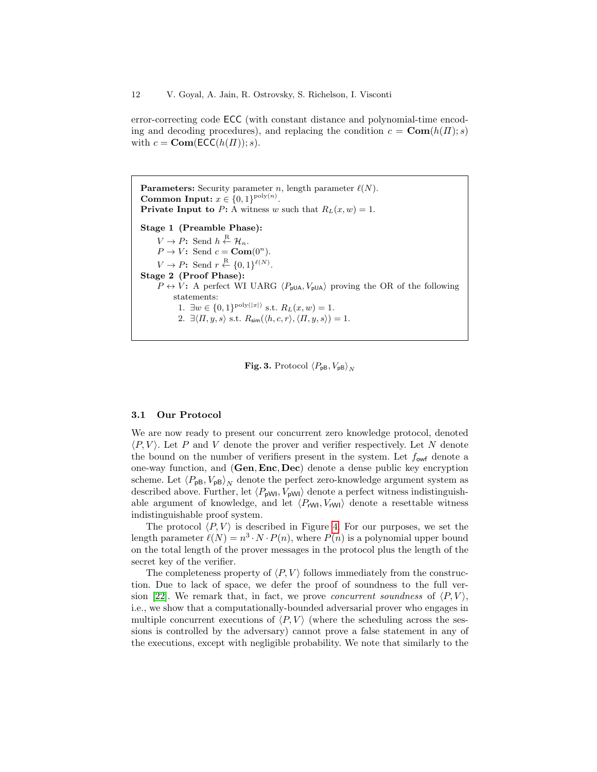error-correcting code $\mathsf{ECC}$ (with constant distance and polynomial-time encoding and decoding procedures), and replacing the condition $c = \mathbf{Com}(h(\Pi); s)$ with $c = \mathbf{Com}(\mathsf{ECC}(h(\Pi)); s)$.

---

**Parameters:** Security parameter $n$, length parameter $\ell(N)$.
**Common Input:** $x \in \{0,1\}^{\mathrm{poly}(n)}$.
**Private Input to $P$:** A witness $w$ such that $R_L(x, w) = 1$.

**Stage 1 (Preamble Phase):**

- $V \to P$**:** Send $h \xleftarrow{\mathrm{R}} \mathcal{H}_n$.
- $P \to V$**:** Send $c = \mathbf{Com}(0^n)$.
- $V \to P$**:** Send $r \xleftarrow{\mathrm{R}} \{0,1\}^{\ell(N)}$.

**Stage 2 (Proof Phase):**

- $P \leftrightarrow V$**:** A perfect WI UARG $\langle P_{\mathsf{pUA}}, V_{\mathsf{pUA}} \rangle$ proving the OR of the following statements:
  1. $\exists w \in \{0,1\}^{\mathrm{poly}(|x|)}$ s.t. $R_L(x, w) = 1$.
  2. $\exists \langle \Pi, y, s \rangle$ s.t. $R_{\mathsf{sim}}(\langle h, c, r \rangle, \langle \Pi, y, s \rangle) = 1$.

---

**Fig. 3.** Protocol $\langle P_{\mathsf{pB}}, V_{\mathsf{pB}} \rangle_N$

### 3.1 Our Protocol

We are now ready to present our concurrent zero knowledge protocol, denoted $\langle P, V \rangle$. Let $P$ and $V$ denote the prover and verifier respectively. Let $N$ denote the bound on the number of verifiers present in the system. Let $f_{\mathsf{owf}}$ denote a one-way function, and $(\mathbf{Gen}, \mathbf{Enc}, \mathbf{Dec})$ denote a dense public key encryption scheme. Let $\langle P_{\mathsf{pB}}, V_{\mathsf{pB}} \rangle_N$ denote the perfect zero-knowledge argument system as described above. Further, let $\langle P_{\mathsf{pWI}}, V_{\mathsf{pWI}} \rangle$ denote a perfect witness indistinguishable argument of knowledge, and let $\langle P_{\mathsf{rWI}}, V_{\mathsf{rWI}} \rangle$ denote a resettable witness indistinguishable proof system.

The protocol $\langle P, V \rangle$ is described in Figure 4. For our purposes, we set the length parameter $\ell(N) = n^3 \cdot N \cdot P(n)$, where $P(n)$ is a polynomial upper bound on the total length of the prover messages in the protocol plus the length of the secret key of the verifier.

The completeness property of $\langle P, V \rangle$ follows immediately from the construction. Due to lack of space, we defer the proof of soundness to the full version [22]. We remark that, in fact, we prove *concurrent soundness* of $\langle P, V \rangle$, i.e., we show that a computationally-bounded adversarial prover who engages in multiple concurrent executions of $\langle P, V \rangle$ (where the scheduling across the sessions is controlled by the adversary) cannot prove a false statement in any of the executions, except with negligible probability. We note that similarly to the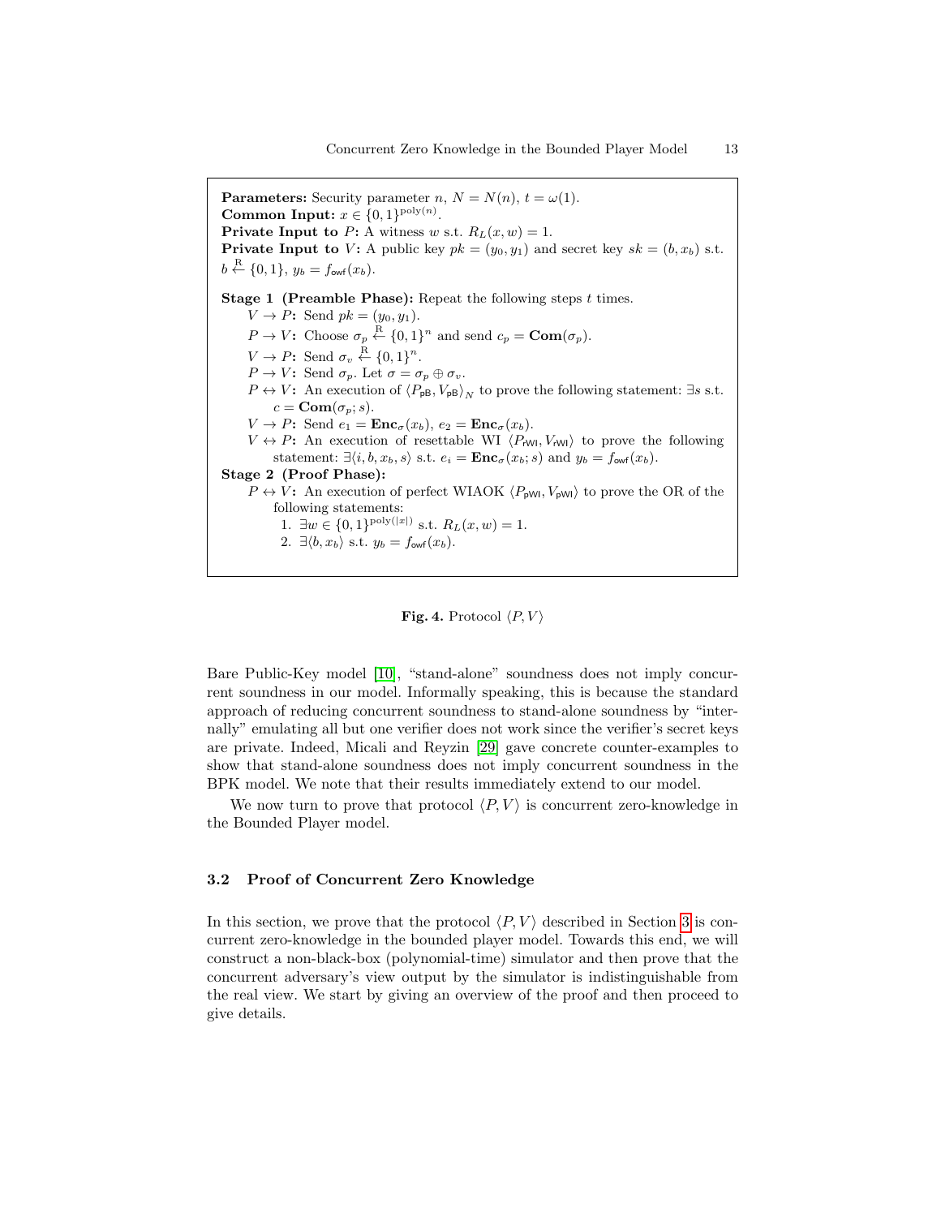**Parameters:** Security parameter $n$, $N = N(n)$, $t = \omega(1)$.
**Common Input:** $x \in \{0,1\}^{\text{poly}(n)}$.
**Private Input to** $P$**:** A witness $w$ s.t. $R_L(x, w) = 1$.
**Private Input to** $V$**:** A public key $pk = (y_0, y_1)$ and secret key $sk = (b, x_b)$ s.t. $b \xleftarrow{R} \{0,1\}$, $y_b = f_{\mathsf{owf}}(x_b)$.

**Stage 1 (Preamble Phase):** Repeat the following steps $t$ times.

- $V \to P$**:** Send $pk = (y_0, y_1)$.
- $P \to V$**:** Choose $\sigma_p \xleftarrow{R} \{0,1\}^n$ and send $c_p = \mathbf{Com}(\sigma_p)$.
- $V \to P$**:** Send $\sigma_v \xleftarrow{R} \{0,1\}^n$.
- $P \to V$**:** Send $\sigma_p$. Let $\sigma = \sigma_p \oplus \sigma_v$.
- $P \leftrightarrow V$**:** An execution of $\langle P_{\mathsf{pB}}, V_{\mathsf{pB}} \rangle_N$ to prove the following statement: $\exists s$ s.t. $c = \mathbf{Com}(\sigma_p; s)$.
- $V \to P$**:** Send $e_1 = \mathbf{Enc}_\sigma(x_b)$, $e_2 = \mathbf{Enc}_\sigma(x_b)$.
- $V \leftrightarrow P$**:** An execution of resettable WI $\langle P_{\mathsf{rWI}}, V_{\mathsf{rWI}} \rangle$ to prove the following statement: $\exists \langle i, b, x_b, s \rangle$ s.t. $e_i = \mathbf{Enc}_\sigma(x_b; s)$ and $y_b = f_{\mathsf{owf}}(x_b)$.

**Stage 2 (Proof Phase):**

- $P \leftrightarrow V$**:** An execution of perfect WIAOK $\langle P_{\mathsf{pWI}}, V_{\mathsf{pWI}} \rangle$ to prove the OR of the following statements:
  1. $\exists w \in \{0,1\}^{\text{poly}(|x|)}$ s.t. $R_L(x, w) = 1$.
  2. $\exists \langle b, x_b \rangle$ s.t. $y_b = f_{\mathsf{owf}}(x_b)$.

**Fig. 4.** Protocol $\langle P, V \rangle$

Bare Public-Key model [10], "stand-alone" soundness does not imply concurrent soundness in our model. Informally speaking, this is because the standard approach of reducing concurrent soundness to stand-alone soundness by "internally" emulating all but one verifier does not work since the verifier's secret keys are private. Indeed, Micali and Reyzin [29] gave concrete counter-examples to show that stand-alone soundness does not imply concurrent soundness in the BPK model. We note that their results immediately extend to our model.

We now turn to prove that protocol $\langle P, V \rangle$ is concurrent zero-knowledge in the Bounded Player model.

### 3.2 Proof of Concurrent Zero Knowledge

In this section, we prove that the protocol $\langle P, V \rangle$ described in Section 3 is concurrent zero-knowledge in the bounded player model. Towards this end, we will construct a non-black-box (polynomial-time) simulator and then prove that the concurrent adversary's view output by the simulator is indistinguishable from the real view. We start by giving an overview of the proof and then proceed to give details.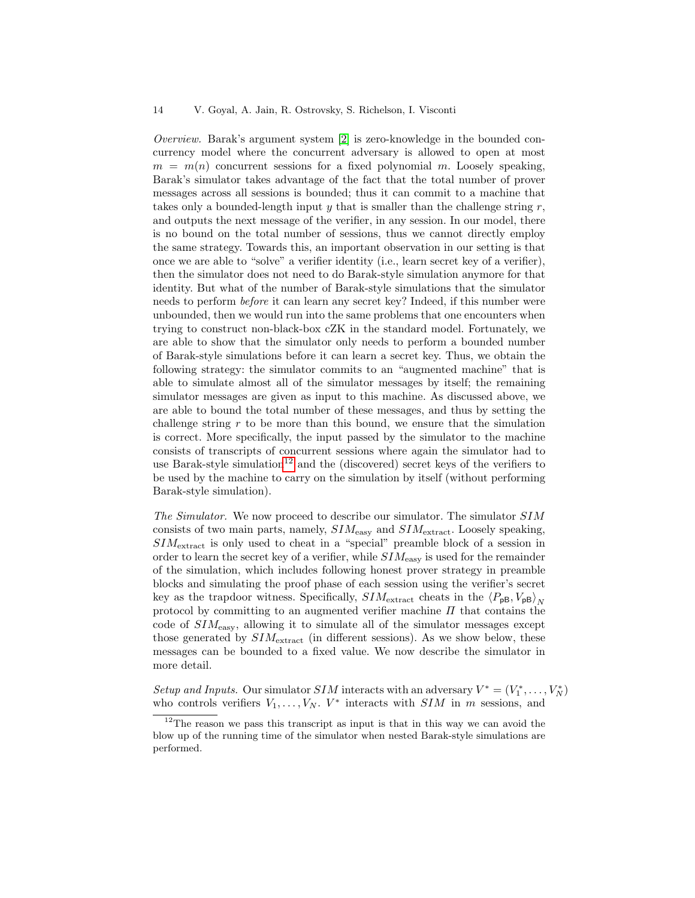*Overview.* Barak's argument system [2] is zero-knowledge in the bounded concurrency model where the concurrent adversary is allowed to open at most $m = m(n)$ concurrent sessions for a fixed polynomial $m$. Loosely speaking, Barak's simulator takes advantage of the fact that the total number of prover messages across all sessions is bounded; thus it can commit to a machine that takes only a bounded-length input $y$ that is smaller than the challenge string $r$, and outputs the next message of the verifier, in any session. In our model, there is no bound on the total number of sessions, thus we cannot directly employ the same strategy. Towards this, an important observation in our setting is that once we are able to "solve" a verifier identity (i.e., learn secret key of a verifier), then the simulator does not need to do Barak-style simulation anymore for that identity. But what of the number of Barak-style simulations that the simulator needs to perform *before* it can learn any secret key? Indeed, if this number were unbounded, then we would run into the same problems that one encounters when trying to construct non-black-box cZK in the standard model. Fortunately, we are able to show that the simulator only needs to perform a bounded number of Barak-style simulations before it can learn a secret key. Thus, we obtain the following strategy: the simulator commits to an "augmented machine" that is able to simulate almost all of the simulator messages by itself; the remaining simulator messages are given as input to this machine. As discussed above, we are able to bound the total number of these messages, and thus by setting the challenge string $r$ to be more than this bound, we ensure that the simulation is correct. More specifically, the input passed by the simulator to the machine consists of transcripts of concurrent sessions where again the simulator had to use Barak-style simulation[12] and the (discovered) secret keys of the verifiers to be used by the machine to carry on the simulation by itself (without performing Barak-style simulation).

*The Simulator.* We now proceed to describe our simulator. The simulator $SIM$ consists of two main parts, namely, $SIM_{\text{easy}}$ and $SIM_{\text{extract}}$. Loosely speaking, $SIM_{\text{extract}}$ is only used to cheat in a "special" preamble block of a session in order to learn the secret key of a verifier, while $SIM_{\text{easy}}$ is used for the remainder of the simulation, which includes following honest prover strategy in preamble blocks and simulating the proof phase of each session using the verifier's secret key as the trapdoor witness. Specifically, $SIM_{\text{extract}}$ cheats in the $\langle P_{\mathsf{pB}}, V_{\mathsf{pB}} \rangle_N$ protocol by committing to an augmented verifier machine $\Pi$ that contains the code of $SIM_{\text{easy}}$, allowing it to simulate all of the simulator messages except those generated by $SIM_{\text{extract}}$ (in different sessions). As we show below, these messages can be bounded to a fixed value. We now describe the simulator in more detail.

*Setup and Inputs.* Our simulator $SIM$ interacts with an adversary $V^* = (V_1^*, \ldots, V_N^*)$ who controls verifiers $V_1, \ldots, V_N$. $V^*$ interacts with $SIM$ in $m$ sessions, and

[12] The reason we pass this transcript as input is that in this way we can avoid the blow up of the running time of the simulator when nested Barak-style simulations are performed.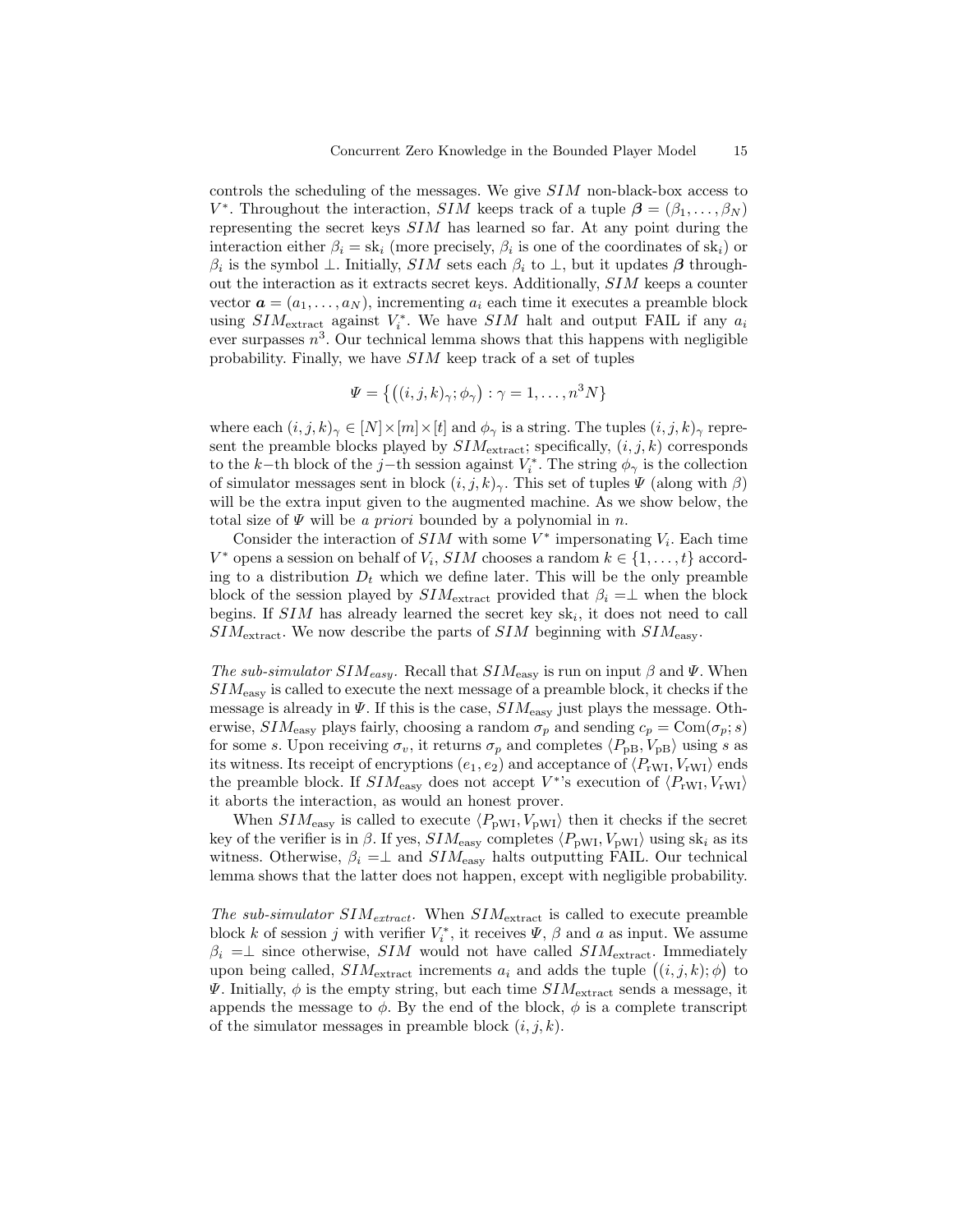controls the scheduling of the messages. We give $SIM$ non-black-box access to $V^*$. Throughout the interaction, $SIM$ keeps track of a tuple $\boldsymbol{\beta} = (\beta_1, \ldots, \beta_N)$ representing the secret keys $SIM$ has learned so far. At any point during the interaction either $\beta_i = \mathrm{sk}_i$ (more precisely, $\beta_i$ is one of the coordinates of $\mathrm{sk}_i$) or $\beta_i$ is the symbol $\perp$. Initially, $SIM$ sets each $\beta_i$ to $\perp$, but it updates $\boldsymbol{\beta}$ throughout the interaction as it extracts secret keys. Additionally, $SIM$ keeps a counter vector $\boldsymbol{a} = (a_1, \ldots, a_N)$, incrementing $a_i$ each time it executes a preamble block using $SIM_{\text{extract}}$ against $V_i^*$. We have $SIM$ halt and output FAIL if any $a_i$ ever surpasses $n^3$. Our technical lemma shows that this happens with negligible probability. Finally, we have $SIM$ keep track of a set of tuples

$$\Psi = \left\{ \big((i,j,k)_\gamma; \phi_\gamma\big) : \gamma = 1, \ldots, n^3 N \right\}$$

where each $(i,j,k)_\gamma \in [N] \times [m] \times [t]$ and $\phi_\gamma$ is a string. The tuples $(i,j,k)_\gamma$ represent the preamble blocks played by $SIM_{\text{extract}}$; specifically, $(i,j,k)$ corresponds to the $k-$th block of the $j-$th session against $V_i^*$. The string $\phi_\gamma$ is the collection of simulator messages sent in block $(i,j,k)_\gamma$. This set of tuples $\Psi$ (along with $\beta$) will be the extra input given to the augmented machine. As we show below, the total size of $\Psi$ will be *a priori* bounded by a polynomial in $n$.

Consider the interaction of $SIM$ with some $V^*$ impersonating $V_i$. Each time $V^*$ opens a session on behalf of $V_i$, $SIM$ chooses a random $k \in \{1, \ldots, t\}$ according to a distribution $D_t$ which we define later. This will be the only preamble block of the session played by $SIM_{\text{extract}}$ provided that $\beta_i = \perp$ when the block begins. If $SIM$ has already learned the secret key $\mathrm{sk}_i$, it does not need to call $SIM_{\text{extract}}$. We now describe the parts of $SIM$ beginning with $SIM_{\text{easy}}$.

*The sub-simulator $SIM_{easy}$.* Recall that $SIM_{\text{easy}}$ is run on input $\beta$ and $\Psi$. When $SIM_{\text{easy}}$ is called to execute the next message of a preamble block, it checks if the message is already in $\Psi$. If this is the case, $SIM_{\text{easy}}$ just plays the message. Otherwise, $SIM_{\text{easy}}$ plays fairly, choosing a random $\sigma_p$ and sending $c_p = \mathrm{Com}(\sigma_p; s)$ for some $s$. Upon receiving $\sigma_v$, it returns $\sigma_p$ and completes $\langle P_{\text{pB}}, V_{\text{pB}} \rangle$ using $s$ as its witness. Its receipt of encryptions $(e_1, e_2)$ and acceptance of $\langle P_{\text{rWI}}, V_{\text{rWI}} \rangle$ ends the preamble block. If $SIM_{\text{easy}}$ does not accept $V^*$'s execution of $\langle P_{\text{rWI}}, V_{\text{rWI}} \rangle$ it aborts the interaction, as would an honest prover.

When $SIM_{\text{easy}}$ is called to execute $\langle P_{\text{pWI}}, V_{\text{pWI}} \rangle$ then it checks if the secret key of the verifier is in $\beta$. If yes, $SIM_{\text{easy}}$ completes $\langle P_{\text{pWI}}, V_{\text{pWI}} \rangle$ using $\mathrm{sk}_i$ as its witness. Otherwise, $\beta_i = \perp$ and $SIM_{\text{easy}}$ halts outputting FAIL. Our technical lemma shows that the latter does not happen, except with negligible probability.

*The sub-simulator $SIM_{extract}$.* When $SIM_{\text{extract}}$ is called to execute preamble block $k$ of session $j$ with verifier $V_i^*$, it receives $\Psi$, $\beta$ and $a$ as input. We assume $\beta_i = \perp$ since otherwise, $SIM$ would not have called $SIM_{\text{extract}}$. Immediately upon being called, $SIM_{\text{extract}}$ increments $a_i$ and adds the tuple $\big((i,j,k); \phi\big)$ to $\Psi$. Initially, $\phi$ is the empty string, but each time $SIM_{\text{extract}}$ sends a message, it appends the message to $\phi$. By the end of the block, $\phi$ is a complete transcript of the simulator messages in preamble block $(i,j,k)$.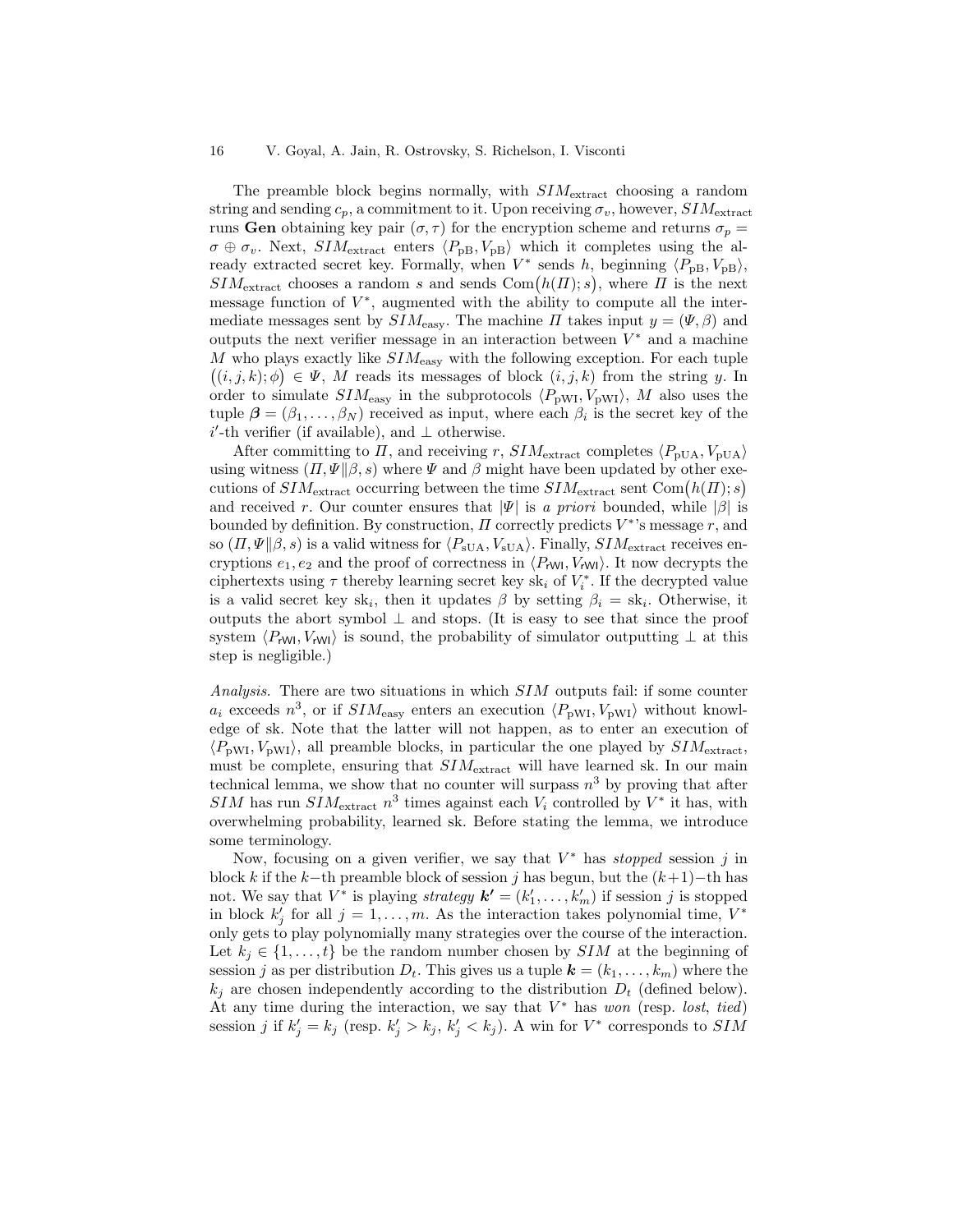The preamble block begins normally, with $SIM_{\mathrm{extract}}$ choosing a random string and sending $c_p$, a commitment to it. Upon receiving $\sigma_v$, however, $SIM_{\mathrm{extract}}$ runs **Gen** obtaining key pair $(\sigma, \tau)$ for the encryption scheme and returns $\sigma_p = \sigma \oplus \sigma_v$. Next, $SIM_{\mathrm{extract}}$ enters $\langle P_{\mathrm{pB}}, V_{\mathrm{pB}}\rangle$ which it completes using the already extracted secret key. Formally, when $V^*$ sends $h$, beginning $\langle P_{\mathrm{pB}}, V_{\mathrm{pB}}\rangle$, $SIM_{\mathrm{extract}}$ chooses a random $s$ and sends $\mathrm{Com}\big(h(\Pi); s\big)$, where $\Pi$ is the next message function of $V^*$, augmented with the ability to compute all the intermediate messages sent by $SIM_{\mathrm{easy}}$. The machine $\Pi$ takes input $y = (\Psi, \beta)$ and outputs the next verifier message in an interaction between $V^*$ and a machine $M$ who plays exactly like $SIM_{\mathrm{easy}}$ with the following exception. For each tuple $\big((i,j,k);\phi\big) \in \Psi$, $M$ reads its messages of block $(i,j,k)$ from the string $y$. In order to simulate $SIM_{\mathrm{easy}}$ in the subprotocols $\langle P_{\mathrm{pWI}}, V_{\mathrm{pWI}}\rangle$, $M$ also uses the tuple $\boldsymbol{\beta} = (\beta_1, \ldots, \beta_N)$ received as input, where each $\beta_i$ is the secret key of the $i'$-th verifier (if available), and $\perp$ otherwise.

After committing to $\Pi$, and receiving $r$, $SIM_{\mathrm{extract}}$ completes $\langle P_{\mathrm{pUA}}, V_{\mathrm{pUA}}\rangle$ using witness $(\Pi, \Psi \| \beta, s)$ where $\Psi$ and $\beta$ might have been updated by other executions of $SIM_{\mathrm{extract}}$ occurring between the time $SIM_{\mathrm{extract}}$ sent $\mathrm{Com}\big(h(\Pi); s\big)$ and received $r$. Our counter ensures that $|\Psi|$ is *a priori* bounded, while $|\beta|$ is bounded by definition. By construction, $\Pi$ correctly predicts $V^*$'s message $r$, and so $(\Pi, \Psi \| \beta, s)$ is a valid witness for $\langle P_{\mathrm{sUA}}, V_{\mathrm{sUA}}\rangle$. Finally, $SIM_{\mathrm{extract}}$ receives encryptions $e_1, e_2$ and the proof of correctness in $\langle P_{\mathsf{rWI}}, V_{\mathsf{rWI}}\rangle$. It now decrypts the ciphertexts using $\tau$ thereby learning secret key $\mathrm{sk}_i$ of $V_i^*$. If the decrypted value is a valid secret key $\mathrm{sk}_i$, then it updates $\beta$ by setting $\beta_i = \mathrm{sk}_i$. Otherwise, it outputs the abort symbol $\perp$ and stops. (It is easy to see that since the proof system $\langle P_{\mathsf{rWI}}, V_{\mathsf{rWI}}\rangle$ is sound, the probability of simulator outputting $\perp$ at this step is negligible.)

*Analysis.* There are two situations in which $SIM$ outputs fail: if some counter $a_i$ exceeds $n^3$, or if $SIM_{\mathrm{easy}}$ enters an execution $\langle P_{\mathrm{pWI}}, V_{\mathrm{pWI}}\rangle$ without knowledge of sk. Note that the latter will not happen, as to enter an execution of $\langle P_{\mathrm{pWI}}, V_{\mathrm{pWI}}\rangle$, all preamble blocks, in particular the one played by $SIM_{\mathrm{extract}}$, must be complete, ensuring that $SIM_{\mathrm{extract}}$ will have learned sk. In our main technical lemma, we show that no counter will surpass $n^3$ by proving that after $SIM$ has run $SIM_{\mathrm{extract}}$ $n^3$ times against each $V_i$ controlled by $V^*$ it has, with overwhelming probability, learned sk. Before stating the lemma, we introduce some terminology.

Now, focusing on a given verifier, we say that $V^*$ has *stopped* session $j$ in block $k$ if the $k$−th preamble block of session $j$ has begun, but the $(k+1)$−th has not. We say that $V^*$ is playing *strategy* $\boldsymbol{k'} = (k'_1, \ldots, k'_m)$ if session $j$ is stopped in block $k'_j$ for all $j = 1, \ldots, m$. As the interaction takes polynomial time, $V^*$ only gets to play polynomially many strategies over the course of the interaction. Let $k_j \in \{1, \ldots, t\}$ be the random number chosen by $SIM$ at the beginning of session $j$ as per distribution $D_t$. This gives us a tuple $\boldsymbol{k} = (k_1, \ldots, k_m)$ where the $k_j$ are chosen independently according to the distribution $D_t$ (defined below). At any time during the interaction, we say that $V^*$ has *won* (resp. *lost*, *tied*) session $j$ if $k'_j = k_j$ (resp. $k'_j > k_j$, $k'_j < k_j$). A win for $V^*$ corresponds to $SIM$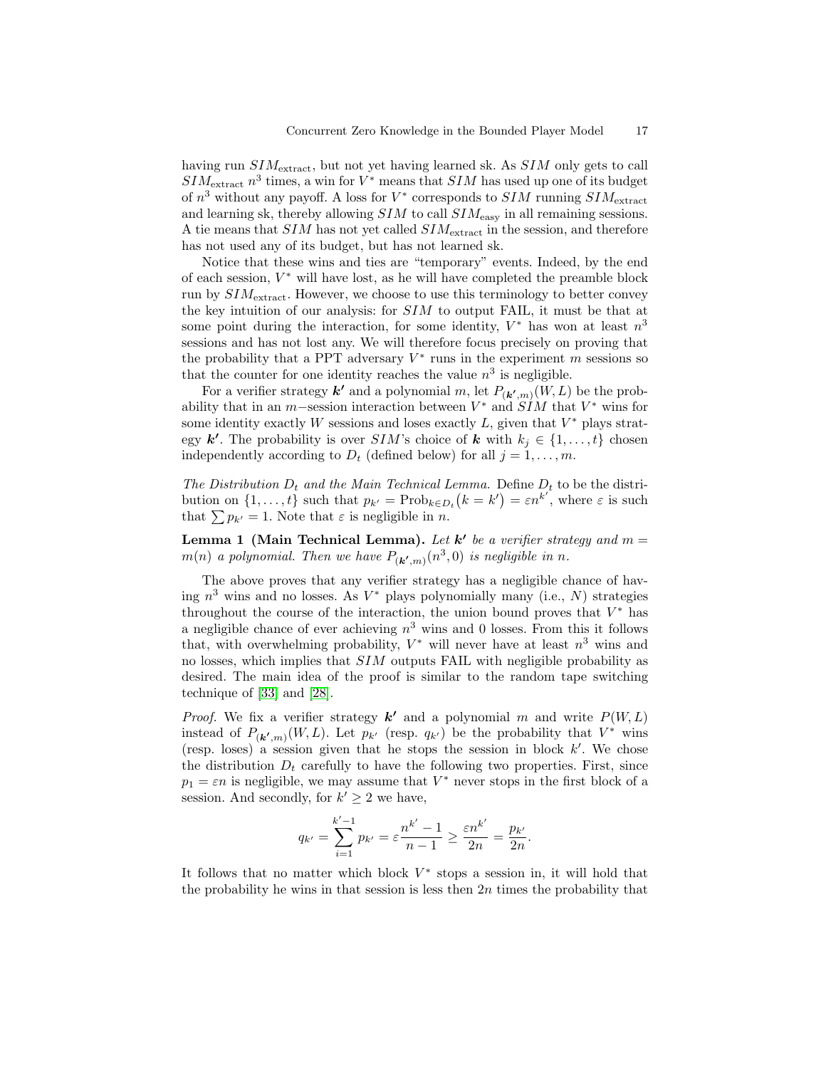having run $SIM_{\text{extract}}$, but not yet having learned sk. As $SIM$ only gets to call $SIM_{\text{extract}}$ $n^3$ times, a win for $V^*$ means that $SIM$ has used up one of its budget of $n^3$ without any payoff. A loss for $V^*$ corresponds to $SIM$ running $SIM_{\text{extract}}$ and learning sk, thereby allowing $SIM$ to call $SIM_{\text{easy}}$ in all remaining sessions. A tie means that $SIM$ has not yet called $SIM_{\text{extract}}$ in the session, and therefore has not used any of its budget, but has not learned sk.

Notice that these wins and ties are "temporary" events. Indeed, by the end of each session, $V^*$ will have lost, as he will have completed the preamble block run by $SIM_{\text{extract}}$. However, we choose to use this terminology to better convey the key intuition of our analysis: for $SIM$ to output FAIL, it must be that at some point during the interaction, for some identity, $V^*$ has won at least $n^3$ sessions and has not lost any. We will therefore focus precisely on proving that the probability that a PPT adversary $V^*$ runs in the experiment $m$ sessions so that the counter for one identity reaches the value $n^3$ is negligible.

For a verifier strategy $\boldsymbol{k'}$ and a polynomial $m$, let $P_{(\boldsymbol{k'},m)}(W, L)$ be the probability that in an $m$−session interaction between $V^*$ and $SIM$ that $V^*$ wins for some identity exactly $W$ sessions and loses exactly $L$, given that $V^*$ plays strategy $\boldsymbol{k'}$. The probability is over $SIM$'s choice of $\boldsymbol{k}$ with $k_j \in \{1, \ldots, t\}$ chosen independently according to $D_t$ (defined below) for all $j = 1, \ldots, m$.

*The Distribution $D_t$ and the Main Technical Lemma.* Define $D_t$ to be the distribution on $\{1, \ldots, t\}$ such that $p_{k'} = \text{Prob}_{k \in D_t}\big(k = k'\big) = \varepsilon n^{k'}$, where $\varepsilon$ is such that $\sum p_{k'} = 1$. Note that $\varepsilon$ is negligible in $n$.

**Lemma 1 (Main Technical Lemma).** *Let $\boldsymbol{k'}$ be a verifier strategy and $m = m(n)$ a polynomial. Then we have $P_{(\boldsymbol{k'},m)}(n^3, 0)$ is negligible in $n$.*

The above proves that any verifier strategy has a negligible chance of having $n^3$ wins and no losses. As $V^*$ plays polynomially many (i.e., $N$) strategies throughout the course of the interaction, the union bound proves that $V^*$ has a negligible chance of ever achieving $n^3$ wins and 0 losses. From this it follows that, with overwhelming probability, $V^*$ will never have at least $n^3$ wins and no losses, which implies that $SIM$ outputs FAIL with negligible probability as desired. The main idea of the proof is similar to the random tape switching technique of [33] and [28].

*Proof.* We fix a verifier strategy $\boldsymbol{k'}$ and a polynomial $m$ and write $P(W, L)$ instead of $P_{(\boldsymbol{k'},m)}(W, L)$. Let $p_{k'}$ (resp. $q_{k'}$) be the probability that $V^*$ wins (resp. loses) a session given that he stops the session in block $k'$. We chose the distribution $D_t$ carefully to have the following two properties. First, since $p_1 = \varepsilon n$ is negligible, we may assume that $V^*$ never stops in the first block of a session. And secondly, for $k' \geq 2$ we have,

$$q_{k'} = \sum_{i=1}^{k'-1} p_{k'} = \varepsilon \frac{n^{k'} - 1}{n - 1} \geq \frac{\varepsilon n^{k'}}{2n} = \frac{p_{k'}}{2n}.$$

It follows that no matter which block $V^*$ stops a session in, it will hold that the probability he wins in that session is less then $2n$ times the probability that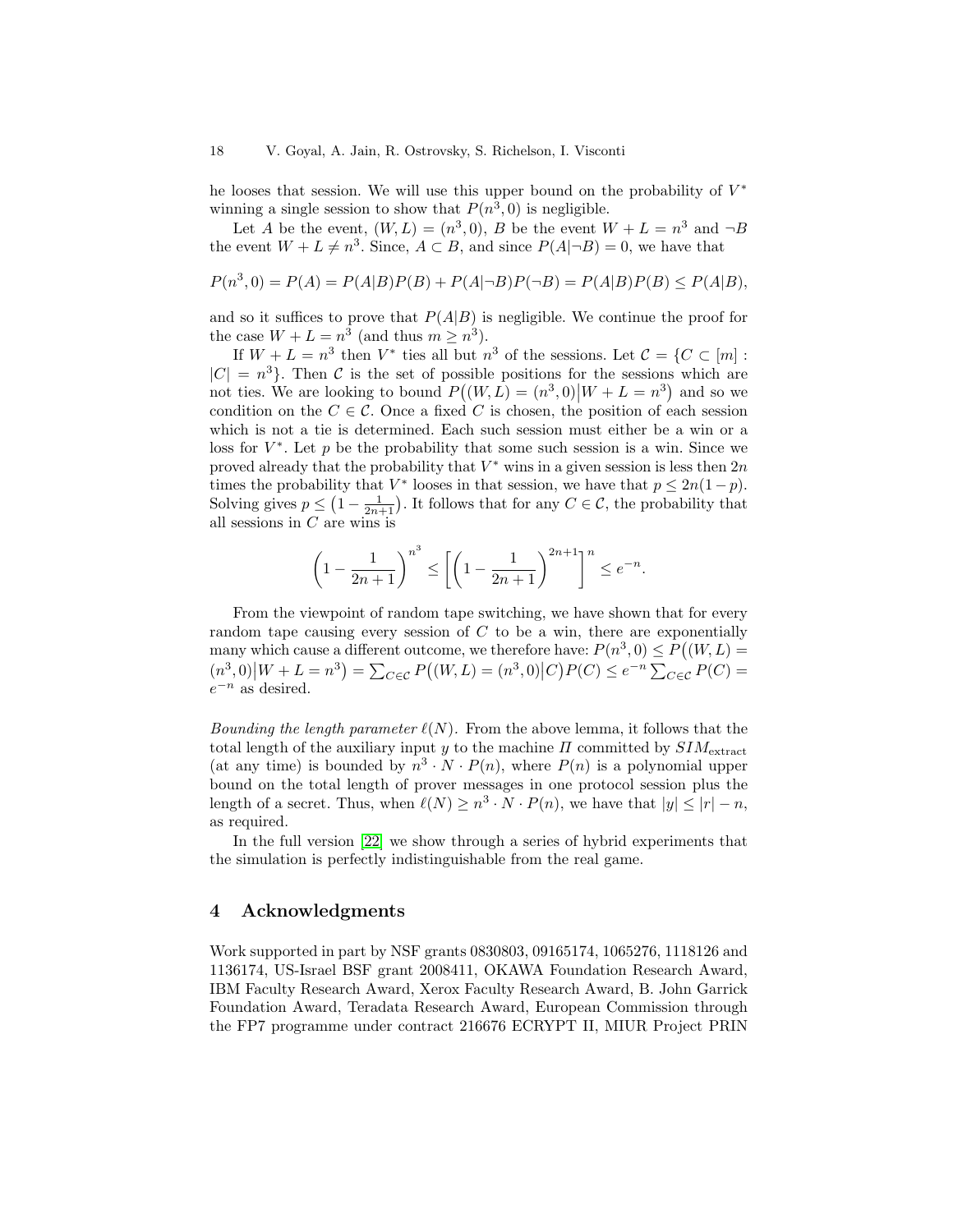he looses that session. We will use this upper bound on the probability of $V^*$ winning a single session to show that $P(n^3, 0)$ is negligible.

Let $A$ be the event, $(W, L) = (n^3, 0)$, $B$ be the event $W + L = n^3$ and $\neg B$ the event $W + L \neq n^3$. Since, $A \subset B$, and since $P(A|\neg B) = 0$, we have that

$$P(n^3, 0) = P(A) = P(A|B)P(B) + P(A|\neg B)P(\neg B) = P(A|B)P(B) \leq P(A|B),$$

and so it suffices to prove that $P(A|B)$ is negligible. We continue the proof for the case $W + L = n^3$ (and thus $m \geq n^3$).

If $W + L = n^3$ then $V^*$ ties all but $n^3$ of the sessions. Let $\mathcal{C} = \{C \subset [m] : |C| = n^3\}$. Then $\mathcal{C}$ is the set of possible positions for the sessions which are not ties. We are looking to bound $P\big((W, L) = (n^3, 0)\big|W + L = n^3\big)$ and so we condition on the $C \in \mathcal{C}$. Once a fixed $C$ is chosen, the position of each session which is not a tie is determined. Each such session must either be a win or a loss for $V^*$. Let $p$ be the probability that some such session is a win. Since we proved already that the probability that $V^*$ wins in a given session is less then $2n$ times the probability that $V^*$ looses in that session, we have that $p \leq 2n(1-p)$. Solving gives $p \leq \big(1 - \frac{1}{2n+1}\big)$. It follows that for any $C \in \mathcal{C}$, the probability that all sessions in $C$ are wins is

$$\left(1 - \frac{1}{2n+1}\right)^{n^3} \leq \left[\left(1 - \frac{1}{2n+1}\right)^{2n+1}\right]^n \leq e^{-n}.$$

From the viewpoint of random tape switching, we have shown that for every random tape causing every session of $C$ to be a win, there are exponentially many which cause a different outcome, we therefore have: $P(n^3, 0) \leq P\big((W, L) = (n^3, 0)\big|W + L = n^3\big) = \sum_{C \in \mathcal{C}} P\big((W, L) = (n^3, 0)\big|C\big)P(C) \leq e^{-n} \sum_{C \in \mathcal{C}} P(C) = e^{-n}$ as desired.

*Bounding the length parameter $\ell(N)$.* From the above lemma, it follows that the total length of the auxiliary input $y$ to the machine $\Pi$ committed by $SIM_{\text{extract}}$ (at any time) is bounded by $n^3 \cdot N \cdot P(n)$, where $P(n)$ is a polynomial upper bound on the total length of prover messages in one protocol session plus the length of a secret. Thus, when $\ell(N) \geq n^3 \cdot N \cdot P(n)$, we have that $|y| \leq |r| - n$, as required.

In the full version [22] we show through a series of hybrid experiments that the simulation is perfectly indistinguishable from the real game.

## 4 Acknowledgments

Work supported in part by NSF grants 0830803, 09165174, 1065276, 1118126 and 1136174, US-Israel BSF grant 2008411, OKAWA Foundation Research Award, IBM Faculty Research Award, Xerox Faculty Research Award, B. John Garrick Foundation Award, Teradata Research Award, European Commission through the FP7 programme under contract 216676 ECRYPT II, MIUR Project PRIN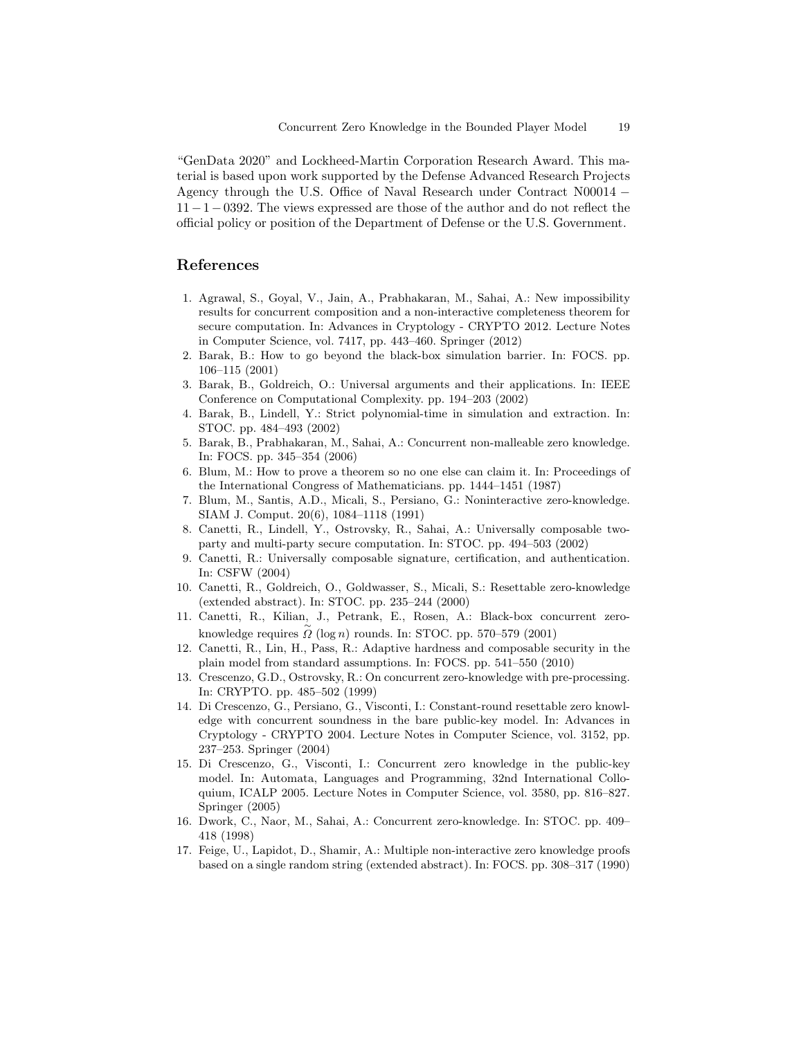"GenData 2020" and Lockheed-Martin Corporation Research Award. This material is based upon work supported by the Defense Advanced Research Projects Agency through the U.S. Office of Naval Research under Contract N00014 − 11 − 1 − 0392. The views expressed are those of the author and do not reflect the official policy or position of the Department of Defense or the U.S. Government.

## References

1. Agrawal, S., Goyal, V., Jain, A., Prabhakaran, M., Sahai, A.: New impossibility results for concurrent composition and a non-interactive completeness theorem for secure computation. In: Advances in Cryptology - CRYPTO 2012. Lecture Notes in Computer Science, vol. 7417, pp. 443–460. Springer (2012)
2. Barak, B.: How to go beyond the black-box simulation barrier. In: FOCS. pp. 106–115 (2001)
3. Barak, B., Goldreich, O.: Universal arguments and their applications. In: IEEE Conference on Computational Complexity. pp. 194–203 (2002)
4. Barak, B., Lindell, Y.: Strict polynomial-time in simulation and extraction. In: STOC. pp. 484–493 (2002)
5. Barak, B., Prabhakaran, M., Sahai, A.: Concurrent non-malleable zero knowledge. In: FOCS. pp. 345–354 (2006)
6. Blum, M.: How to prove a theorem so no one else can claim it. In: Proceedings of the International Congress of Mathematicians. pp. 1444–1451 (1987)
7. Blum, M., Santis, A.D., Micali, S., Persiano, G.: Noninteractive zero-knowledge. SIAM J. Comput. 20(6), 1084–1118 (1991)
8. Canetti, R., Lindell, Y., Ostrovsky, R., Sahai, A.: Universally composable two-party and multi-party secure computation. In: STOC. pp. 494–503 (2002)
9. Canetti, R.: Universally composable signature, certification, and authentication. In: CSFW (2004)
10. Canetti, R., Goldreich, O., Goldwasser, S., Micali, S.: Resettable zero-knowledge (extended abstract). In: STOC. pp. 235–244 (2000)
11. Canetti, R., Kilian, J., Petrank, E., Rosen, A.: Black-box concurrent zero-knowledge requires $\tilde{\Omega}(\log n)$ rounds. In: STOC. pp. 570–579 (2001)
12. Canetti, R., Lin, H., Pass, R.: Adaptive hardness and composable security in the plain model from standard assumptions. In: FOCS. pp. 541–550 (2010)
13. Crescenzo, G.D., Ostrovsky, R.: On concurrent zero-knowledge with pre-processing. In: CRYPTO. pp. 485–502 (1999)
14. Di Crescenzo, G., Persiano, G., Visconti, I.: Constant-round resettable zero knowledge with concurrent soundness in the bare public-key model. In: Advances in Cryptology - CRYPTO 2004. Lecture Notes in Computer Science, vol. 3152, pp. 237–253. Springer (2004)
15. Di Crescenzo, G., Visconti, I.: Concurrent zero knowledge in the public-key model. In: Automata, Languages and Programming, 32nd International Colloquium, ICALP 2005. Lecture Notes in Computer Science, vol. 3580, pp. 816–827. Springer (2005)
16. Dwork, C., Naor, M., Sahai, A.: Concurrent zero-knowledge. In: STOC. pp. 409–418 (1998)
17. Feige, U., Lapidot, D., Shamir, A.: Multiple non-interactive zero knowledge proofs based on a single random string (extended abstract). In: FOCS. pp. 308–317 (1990)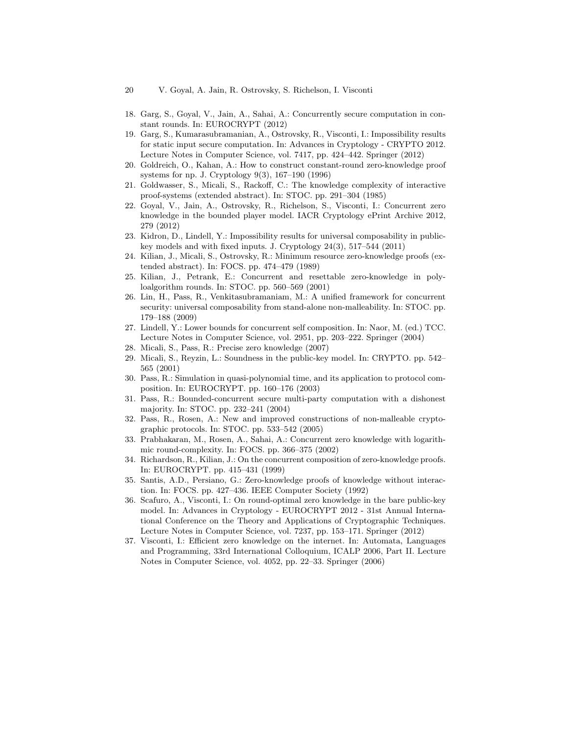18. Garg, S., Goyal, V., Jain, A., Sahai, A.: Concurrently secure computation in constant rounds. In: EUROCRYPT (2012)
19. Garg, S., Kumarasubramanian, A., Ostrovsky, R., Visconti, I.: Impossibility results for static input secure computation. In: Advances in Cryptology - CRYPTO 2012. Lecture Notes in Computer Science, vol. 7417, pp. 424–442. Springer (2012)
20. Goldreich, O., Kahan, A.: How to construct constant-round zero-knowledge proof systems for np. J. Cryptology 9(3), 167–190 (1996)
21. Goldwasser, S., Micali, S., Rackoff, C.: The knowledge complexity of interactive proof-systems (extended abstract). In: STOC. pp. 291–304 (1985)
22. Goyal, V., Jain, A., Ostrovsky, R., Richelson, S., Visconti, I.: Concurrent zero knowledge in the bounded player model. IACR Cryptology ePrint Archive 2012, 279 (2012)
23. Kidron, D., Lindell, Y.: Impossibility results for universal composability in public-key models and with fixed inputs. J. Cryptology 24(3), 517–544 (2011)
24. Kilian, J., Micali, S., Ostrovsky, R.: Minimum resource zero-knowledge proofs (extended abstract). In: FOCS. pp. 474–479 (1989)
25. Kilian, J., Petrank, E.: Concurrent and resettable zero-knowledge in poly-loalgorithm rounds. In: STOC. pp. 560–569 (2001)
26. Lin, H., Pass, R., Venkitasubramaniam, M.: A unified framework for concurrent security: universal composability from stand-alone non-malleability. In: STOC. pp. 179–188 (2009)
27. Lindell, Y.: Lower bounds for concurrent self composition. In: Naor, M. (ed.) TCC. Lecture Notes in Computer Science, vol. 2951, pp. 203–222. Springer (2004)
28. Micali, S., Pass, R.: Precise zero knowledge (2007)
29. Micali, S., Reyzin, L.: Soundness in the public-key model. In: CRYPTO. pp. 542–565 (2001)
30. Pass, R.: Simulation in quasi-polynomial time, and its application to protocol composition. In: EUROCRYPT. pp. 160–176 (2003)
31. Pass, R.: Bounded-concurrent secure multi-party computation with a dishonest majority. In: STOC. pp. 232–241 (2004)
32. Pass, R., Rosen, A.: New and improved constructions of non-malleable cryptographic protocols. In: STOC. pp. 533–542 (2005)
33. Prabhakaran, M., Rosen, A., Sahai, A.: Concurrent zero knowledge with logarithmic round-complexity. In: FOCS. pp. 366–375 (2002)
34. Richardson, R., Kilian, J.: On the concurrent composition of zero-knowledge proofs. In: EUROCRYPT. pp. 415–431 (1999)
35. Santis, A.D., Persiano, G.: Zero-knowledge proofs of knowledge without interaction. In: FOCS. pp. 427–436. IEEE Computer Society (1992)
36. Scafuro, A., Visconti, I.: On round-optimal zero knowledge in the bare public-key model. In: Advances in Cryptology - EUROCRYPT 2012 - 31st Annual International Conference on the Theory and Applications of Cryptographic Techniques. Lecture Notes in Computer Science, vol. 7237, pp. 153–171. Springer (2012)
37. Visconti, I.: Efficient zero knowledge on the internet. In: Automata, Languages and Programming, 33rd International Colloquium, ICALP 2006, Part II. Lecture Notes in Computer Science, vol. 4052, pp. 22–33. Springer (2006)